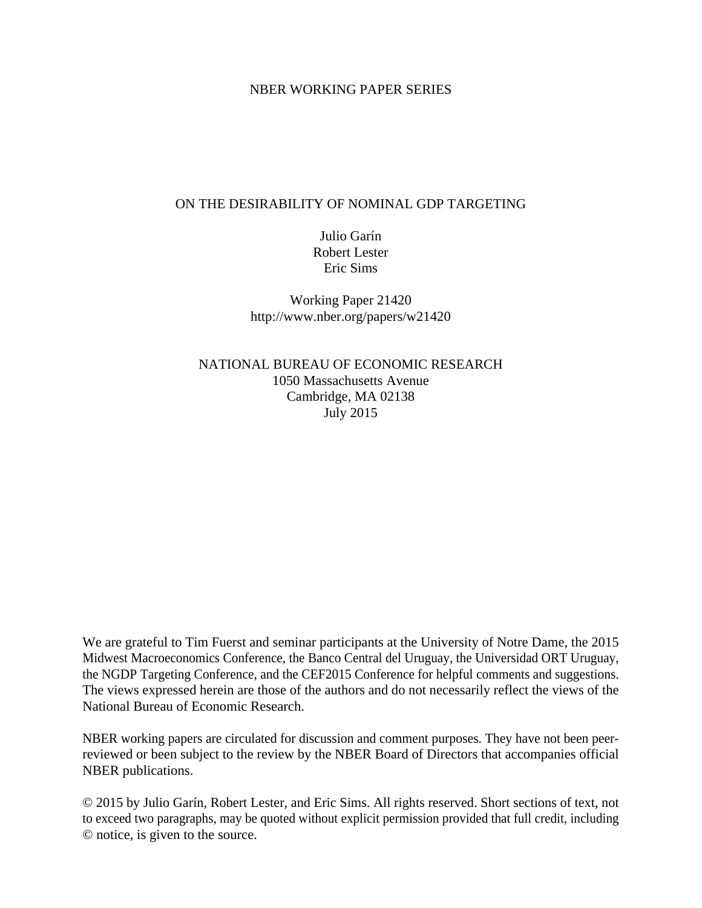NBER WORKING PAPER SERIES

# ON THE DESIRABILITY OF NOMINAL GDP TARGETING

Julio Garín
Robert Lester
Eric Sims

Working Paper 21420
http://www.nber.org/papers/w21420

NATIONAL BUREAU OF ECONOMIC RESEARCH
1050 Massachusetts Avenue
Cambridge, MA 02138
July 2015

We are grateful to Tim Fuerst and seminar participants at the University of Notre Dame, the 2015 Midwest Macroeconomics Conference, the Banco Central del Uruguay, the Universidad ORT Uruguay, the NGDP Targeting Conference, and the CEF2015 Conference for helpful comments and suggestions. The views expressed herein are those of the authors and do not necessarily reflect the views of the National Bureau of Economic Research.

NBER working papers are circulated for discussion and comment purposes. They have not been peer-reviewed or been subject to the review by the NBER Board of Directors that accompanies official NBER publications.

© 2015 by Julio Garín, Robert Lester, and Eric Sims. All rights reserved. Short sections of text, not to exceed two paragraphs, may be quoted without explicit permission provided that full credit, including © notice, is given to the source.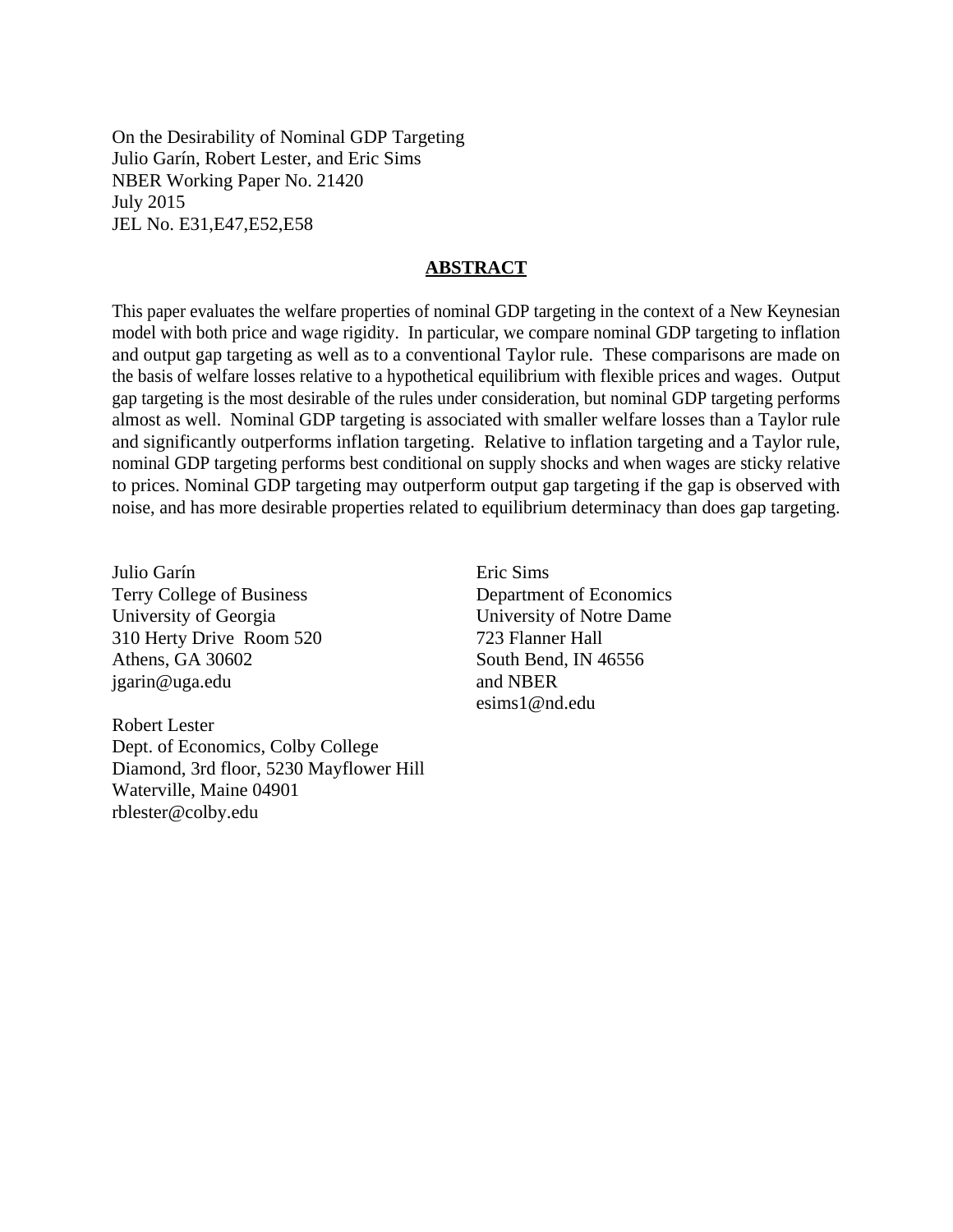On the Desirability of Nominal GDP Targeting
Julio Garín, Robert Lester, and Eric Sims
NBER Working Paper No. 21420
July 2015
JEL No. E31,E47,E52,E58

## ABSTRACT

This paper evaluates the welfare properties of nominal GDP targeting in the context of a New Keynesian model with both price and wage rigidity. In particular, we compare nominal GDP targeting to inflation and output gap targeting as well as to a conventional Taylor rule. These comparisons are made on the basis of welfare losses relative to a hypothetical equilibrium with flexible prices and wages. Output gap targeting is the most desirable of the rules under consideration, but nominal GDP targeting performs almost as well. Nominal GDP targeting is associated with smaller welfare losses than a Taylor rule and significantly outperforms inflation targeting. Relative to inflation targeting and a Taylor rule, nominal GDP targeting performs best conditional on supply shocks and when wages are sticky relative to prices. Nominal GDP targeting may outperform output gap targeting if the gap is observed with noise, and has more desirable properties related to equilibrium determinacy than does gap targeting.

Julio Garín
Terry College of Business
University of Georgia
310 Herty Drive Room 520
Athens, GA 30602
jgarin@uga.edu

Robert Lester
Dept. of Economics, Colby College
Diamond, 3rd floor, 5230 Mayflower Hill
Waterville, Maine 04901
rblester@colby.edu

Eric Sims
Department of Economics
University of Notre Dame
723 Flanner Hall
South Bend, IN 46556
and NBER
esims1@nd.edu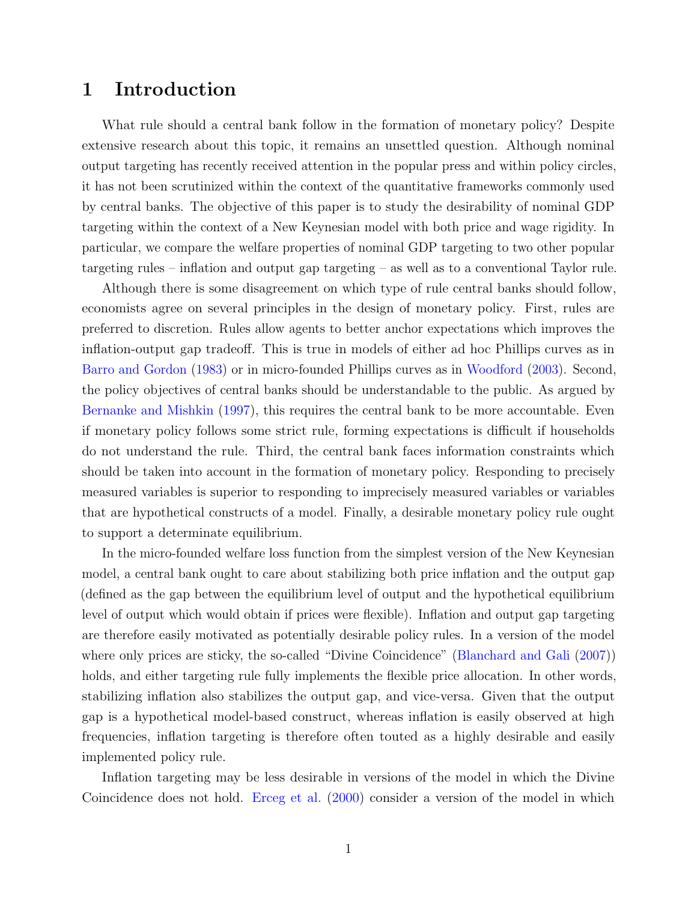# 1 Introduction

What rule should a central bank follow in the formation of monetary policy? Despite extensive research about this topic, it remains an unsettled question. Although nominal output targeting has recently received attention in the popular press and within policy circles, it has not been scrutinized within the context of the quantitative frameworks commonly used by central banks. The objective of this paper is to study the desirability of nominal GDP targeting within the context of a New Keynesian model with both price and wage rigidity. In particular, we compare the welfare properties of nominal GDP targeting to two other popular targeting rules – inflation and output gap targeting – as well as to a conventional Taylor rule.

Although there is some disagreement on which type of rule central banks should follow, economists agree on several principles in the design of monetary policy. First, rules are preferred to discretion. Rules allow agents to better anchor expectations which improves the inflation-output gap tradeoff. This is true in models of either ad hoc Phillips curves as in Barro and Gordon (1983) or in micro-founded Phillips curves as in Woodford (2003). Second, the policy objectives of central banks should be understandable to the public. As argued by Bernanke and Mishkin (1997), this requires the central bank to be more accountable. Even if monetary policy follows some strict rule, forming expectations is difficult if households do not understand the rule. Third, the central bank faces information constraints which should be taken into account in the formation of monetary policy. Responding to precisely measured variables is superior to responding to imprecisely measured variables or variables that are hypothetical constructs of a model. Finally, a desirable monetary policy rule ought to support a determinate equilibrium.

In the micro-founded welfare loss function from the simplest version of the New Keynesian model, a central bank ought to care about stabilizing both price inflation and the output gap (defined as the gap between the equilibrium level of output and the hypothetical equilibrium level of output which would obtain if prices were flexible). Inflation and output gap targeting are therefore easily motivated as potentially desirable policy rules. In a version of the model where only prices are sticky, the so-called "Divine Coincidence" (Blanchard and Gali (2007)) holds, and either targeting rule fully implements the flexible price allocation. In other words, stabilizing inflation also stabilizes the output gap, and vice-versa. Given that the output gap is a hypothetical model-based construct, whereas inflation is easily observed at high frequencies, inflation targeting is therefore often touted as a highly desirable and easily implemented policy rule.

Inflation targeting may be less desirable in versions of the model in which the Divine Coincidence does not hold. Erceg et al. (2000) consider a version of the model in which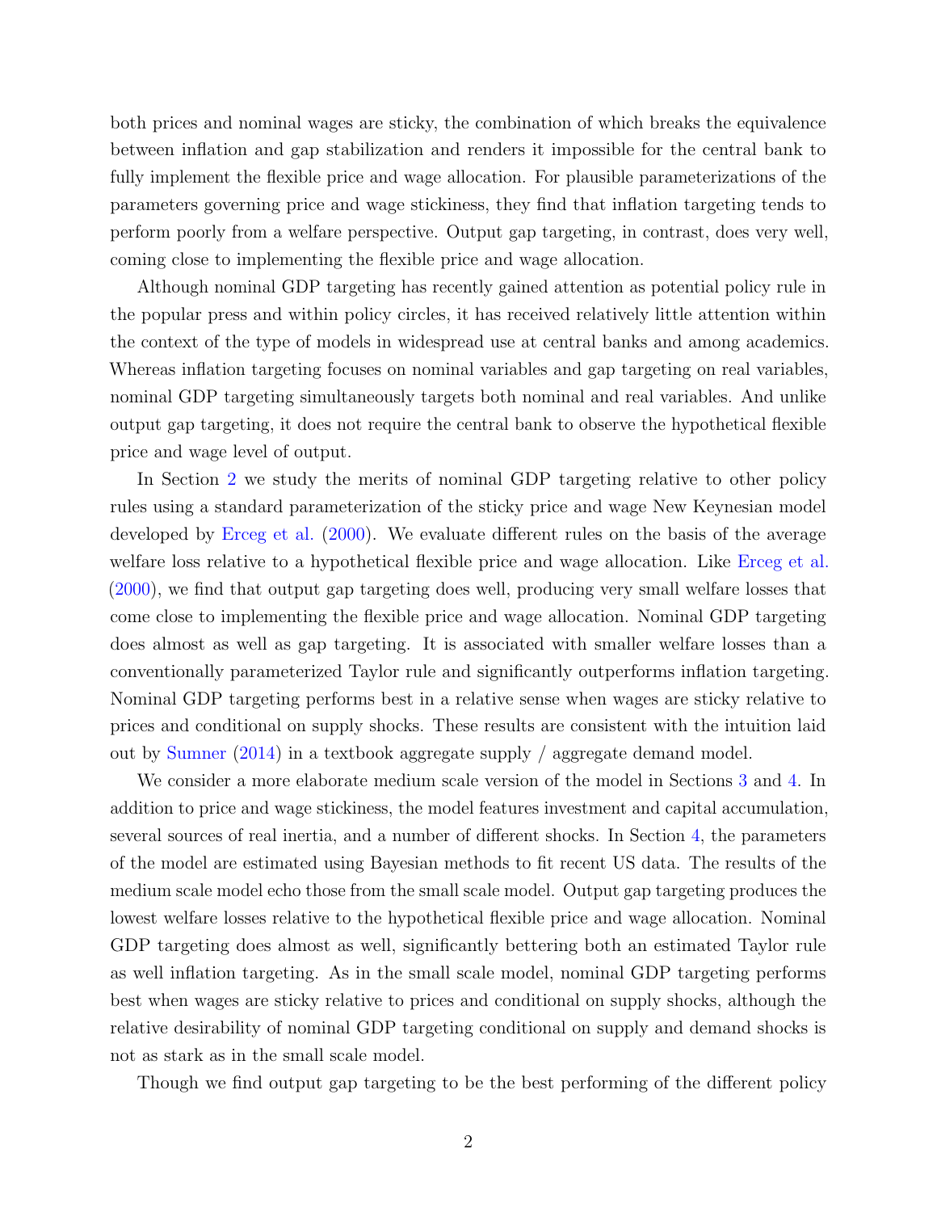both prices and nominal wages are sticky, the combination of which breaks the equivalence between inflation and gap stabilization and renders it impossible for the central bank to fully implement the flexible price and wage allocation. For plausible parameterizations of the parameters governing price and wage stickiness, they find that inflation targeting tends to perform poorly from a welfare perspective. Output gap targeting, in contrast, does very well, coming close to implementing the flexible price and wage allocation.

Although nominal GDP targeting has recently gained attention as potential policy rule in the popular press and within policy circles, it has received relatively little attention within the context of the type of models in widespread use at central banks and among academics. Whereas inflation targeting focuses on nominal variables and gap targeting on real variables, nominal GDP targeting simultaneously targets both nominal and real variables. And unlike output gap targeting, it does not require the central bank to observe the hypothetical flexible price and wage level of output.

In Section 2 we study the merits of nominal GDP targeting relative to other policy rules using a standard parameterization of the sticky price and wage New Keynesian model developed by Erceg et al. (2000). We evaluate different rules on the basis of the average welfare loss relative to a hypothetical flexible price and wage allocation. Like Erceg et al. (2000), we find that output gap targeting does well, producing very small welfare losses that come close to implementing the flexible price and wage allocation. Nominal GDP targeting does almost as well as gap targeting. It is associated with smaller welfare losses than a conventionally parameterized Taylor rule and significantly outperforms inflation targeting. Nominal GDP targeting performs best in a relative sense when wages are sticky relative to prices and conditional on supply shocks. These results are consistent with the intuition laid out by Sumner (2014) in a textbook aggregate supply / aggregate demand model.

We consider a more elaborate medium scale version of the model in Sections 3 and 4. In addition to price and wage stickiness, the model features investment and capital accumulation, several sources of real inertia, and a number of different shocks. In Section 4, the parameters of the model are estimated using Bayesian methods to fit recent US data. The results of the medium scale model echo those from the small scale model. Output gap targeting produces the lowest welfare losses relative to the hypothetical flexible price and wage allocation. Nominal GDP targeting does almost as well, significantly bettering both an estimated Taylor rule as well inflation targeting. As in the small scale model, nominal GDP targeting performs best when wages are sticky relative to prices and conditional on supply shocks, although the relative desirability of nominal GDP targeting conditional on supply and demand shocks is not as stark as in the small scale model.

Though we find output gap targeting to be the best performing of the different policy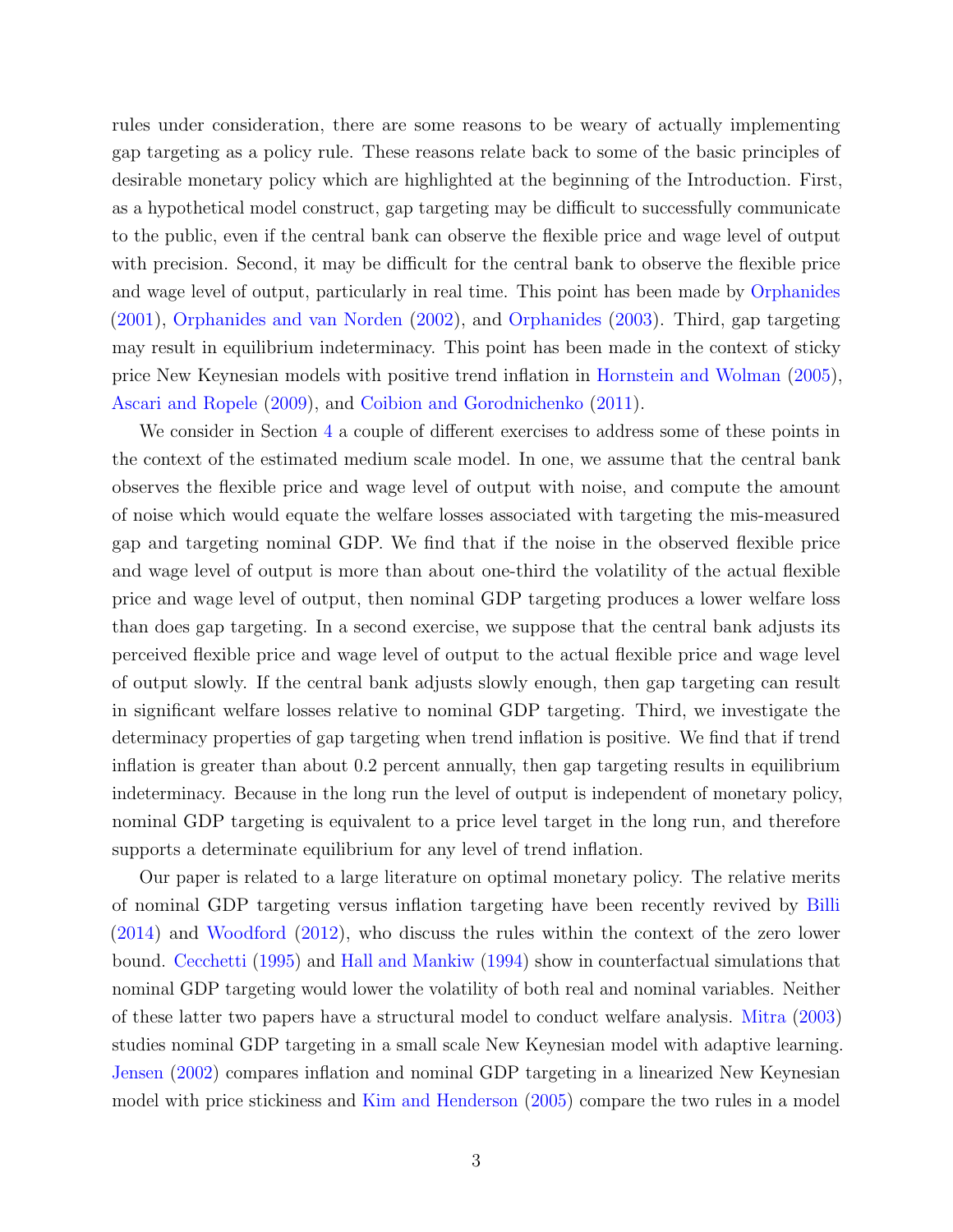rules under consideration, there are some reasons to be weary of actually implementing gap targeting as a policy rule. These reasons relate back to some of the basic principles of desirable monetary policy which are highlighted at the beginning of the Introduction. First, as a hypothetical model construct, gap targeting may be difficult to successfully communicate to the public, even if the central bank can observe the flexible price and wage level of output with precision. Second, it may be difficult for the central bank to observe the flexible price and wage level of output, particularly in real time. This point has been made by Orphanides (2001), Orphanides and van Norden (2002), and Orphanides (2003). Third, gap targeting may result in equilibrium indeterminacy. This point has been made in the context of sticky price New Keynesian models with positive trend inflation in Hornstein and Wolman (2005), Ascari and Ropele (2009), and Coibion and Gorodnichenko (2011).

We consider in Section 4 a couple of different exercises to address some of these points in the context of the estimated medium scale model. In one, we assume that the central bank observes the flexible price and wage level of output with noise, and compute the amount of noise which would equate the welfare losses associated with targeting the mis-measured gap and targeting nominal GDP. We find that if the noise in the observed flexible price and wage level of output is more than about one-third the volatility of the actual flexible price and wage level of output, then nominal GDP targeting produces a lower welfare loss than does gap targeting. In a second exercise, we suppose that the central bank adjusts its perceived flexible price and wage level of output to the actual flexible price and wage level of output slowly. If the central bank adjusts slowly enough, then gap targeting can result in significant welfare losses relative to nominal GDP targeting. Third, we investigate the determinacy properties of gap targeting when trend inflation is positive. We find that if trend inflation is greater than about 0.2 percent annually, then gap targeting results in equilibrium indeterminacy. Because in the long run the level of output is independent of monetary policy, nominal GDP targeting is equivalent to a price level target in the long run, and therefore supports a determinate equilibrium for any level of trend inflation.

Our paper is related to a large literature on optimal monetary policy. The relative merits of nominal GDP targeting versus inflation targeting have been recently revived by Billi (2014) and Woodford (2012), who discuss the rules within the context of the zero lower bound. Cecchetti (1995) and Hall and Mankiw (1994) show in counterfactual simulations that nominal GDP targeting would lower the volatility of both real and nominal variables. Neither of these latter two papers have a structural model to conduct welfare analysis. Mitra (2003) studies nominal GDP targeting in a small scale New Keynesian model with adaptive learning. Jensen (2002) compares inflation and nominal GDP targeting in a linearized New Keynesian model with price stickiness and Kim and Henderson (2005) compare the two rules in a model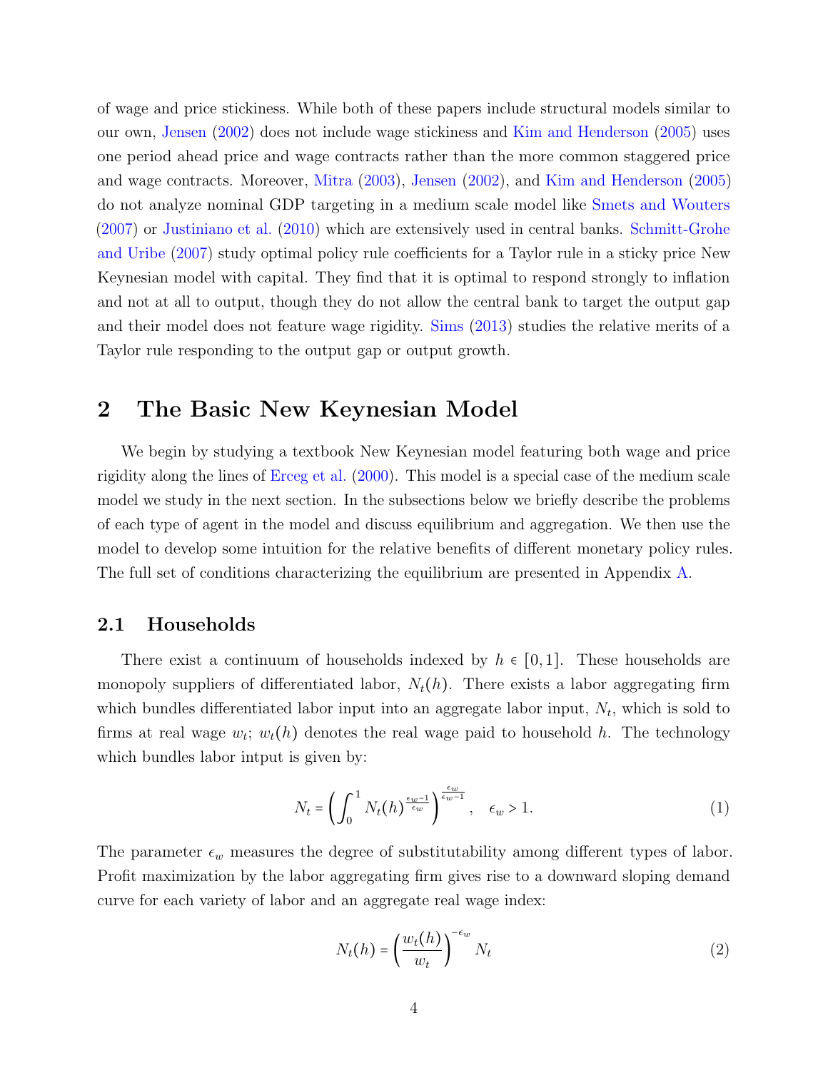of wage and price stickiness. While both of these papers include structural models similar to our own, Jensen (2002) does not include wage stickiness and Kim and Henderson (2005) uses one period ahead price and wage contracts rather than the more common staggered price and wage contracts. Moreover, Mitra (2003), Jensen (2002), and Kim and Henderson (2005) do not analyze nominal GDP targeting in a medium scale model like Smets and Wouters (2007) or Justiniano et al. (2010) which are extensively used in central banks. Schmitt-Grohe and Uribe (2007) study optimal policy rule coefficients for a Taylor rule in a sticky price New Keynesian model with capital. They find that it is optimal to respond strongly to inflation and not at all to output, though they do not allow the central bank to target the output gap and their model does not feature wage rigidity. Sims (2013) studies the relative merits of a Taylor rule responding to the output gap or output growth.

## 2 The Basic New Keynesian Model

We begin by studying a textbook New Keynesian model featuring both wage and price rigidity along the lines of Erceg et al. (2000). This model is a special case of the medium scale model we study in the next section. In the subsections below we briefly describe the problems of each type of agent in the model and discuss equilibrium and aggregation. We then use the model to develop some intuition for the relative benefits of different monetary policy rules. The full set of conditions characterizing the equilibrium are presented in Appendix A.

### 2.1 Households

There exist a continuum of households indexed by $h \in [0,1]$. These households are monopoly suppliers of differentiated labor, $N_t(h)$. There exists a labor aggregating firm which bundles differentiated labor input into an aggregate labor input, $N_t$, which is sold to firms at real wage $w_t$; $w_t(h)$ denotes the real wage paid to household $h$. The technology which bundles labor intput is given by:

$$N_t = \left( \int_0^1 N_t(h)^{\frac{\epsilon_w - 1}{\epsilon_w}} \right)^{\frac{\epsilon_w}{\epsilon_w - 1}}, \quad \epsilon_w > 1. \tag{1}$$

The parameter $\epsilon_w$ measures the degree of substitutability among different types of labor. Profit maximization by the labor aggregating firm gives rise to a downward sloping demand curve for each variety of labor and an aggregate real wage index:

$$N_t(h) = \left( \frac{w_t(h)}{w_t} \right)^{-\epsilon_w} N_t \tag{2}$$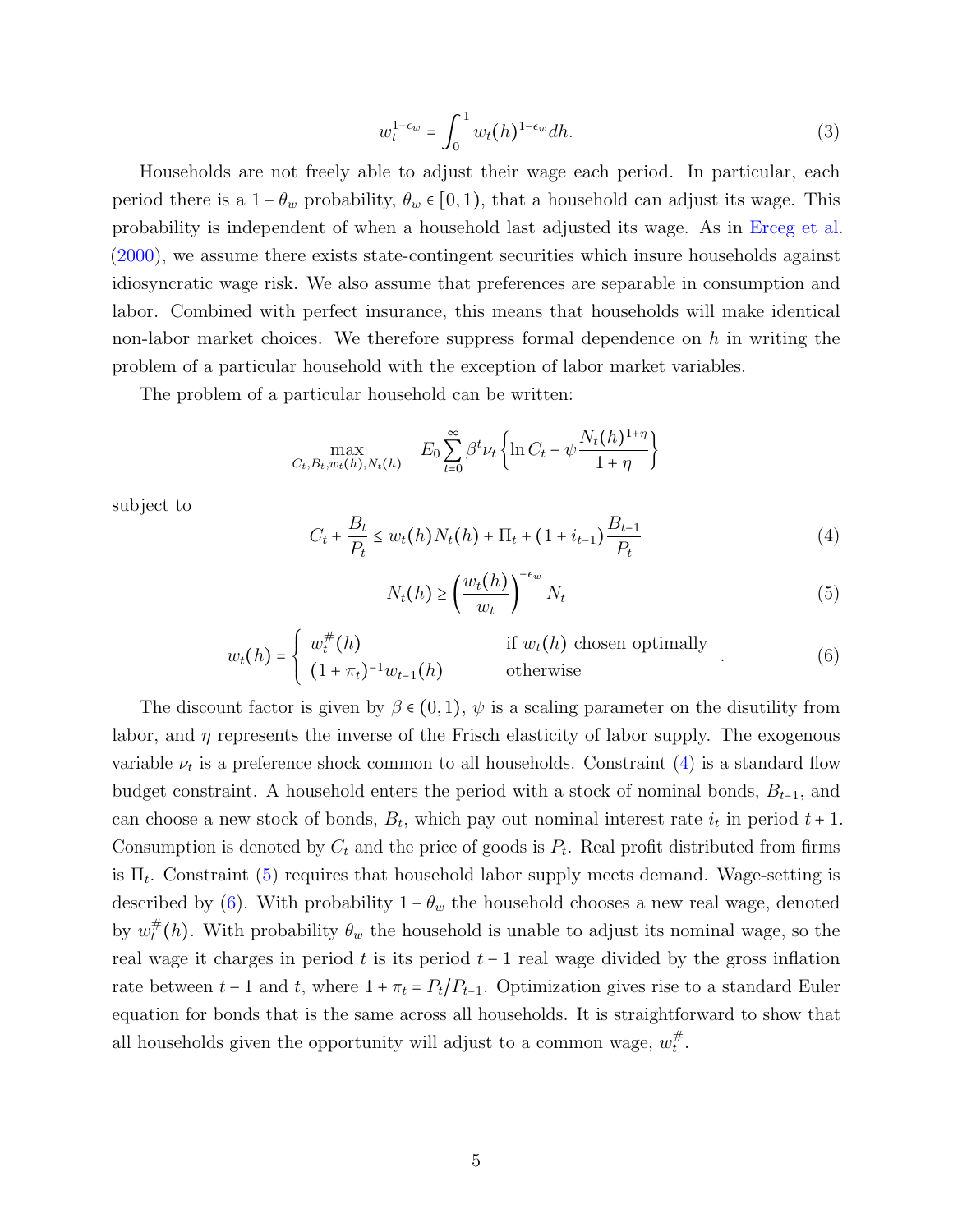$$w_t^{1-\epsilon_w} = \int_0^1 w_t(h)^{1-\epsilon_w} dh. \tag{3}$$

Households are not freely able to adjust their wage each period. In particular, each period there is a $1-\theta_w$ probability, $\theta_w \in [0,1)$, that a household can adjust its wage. This probability is independent of when a household last adjusted its wage. As in Erceg et al. (2000), we assume there exists state-contingent securities which insure households against idiosyncratic wage risk. We also assume that preferences are separable in consumption and labor. Combined with perfect insurance, this means that households will make identical non-labor market choices. We therefore suppress formal dependence on $h$ in writing the problem of a particular household with the exception of labor market variables.

The problem of a particular household can be written:

$$\max_{C_t, B_t, w_t(h), N_t(h)} \quad E_0 \sum_{t=0}^{\infty} \beta^t \nu_t \left\{ \ln C_t - \psi \frac{N_t(h)^{1+\eta}}{1+\eta} \right\}$$

subject to

$$C_t + \frac{B_t}{P_t} \leq w_t(h) N_t(h) + \Pi_t + (1+i_{t-1}) \frac{B_{t-1}}{P_t} \tag{4}$$

$$N_t(h) \geq \left( \frac{w_t(h)}{w_t} \right)^{-\epsilon_w} N_t \tag{5}$$

$$w_t(h) = \begin{cases} w_t^{\#}(h) & \text{if } w_t(h) \text{ chosen optimally} \\ (1+\pi_t)^{-1} w_{t-1}(h) & \text{otherwise} \end{cases}. \tag{6}$$

The discount factor is given by $\beta \in (0,1)$, $\psi$ is a scaling parameter on the disutility from labor, and $\eta$ represents the inverse of the Frisch elasticity of labor supply. The exogenous variable $\nu_t$ is a preference shock common to all households. Constraint (4) is a standard flow budget constraint. A household enters the period with a stock of nominal bonds, $B_{t-1}$, and can choose a new stock of bonds, $B_t$, which pay out nominal interest rate $i_t$ in period $t+1$. Consumption is denoted by $C_t$ and the price of goods is $P_t$. Real profit distributed from firms is $\Pi_t$. Constraint (5) requires that household labor supply meets demand. Wage-setting is described by (6). With probability $1-\theta_w$ the household chooses a new real wage, denoted by $w_t^{\#}(h)$. With probability $\theta_w$ the household is unable to adjust its nominal wage, so the real wage it charges in period $t$ is its period $t-1$ real wage divided by the gross inflation rate between $t-1$ and $t$, where $1+\pi_t = P_t/P_{t-1}$. Optimization gives rise to a standard Euler equation for bonds that is the same across all households. It is straightforward to show that all households given the opportunity will adjust to a common wage, $w_t^{\#}$.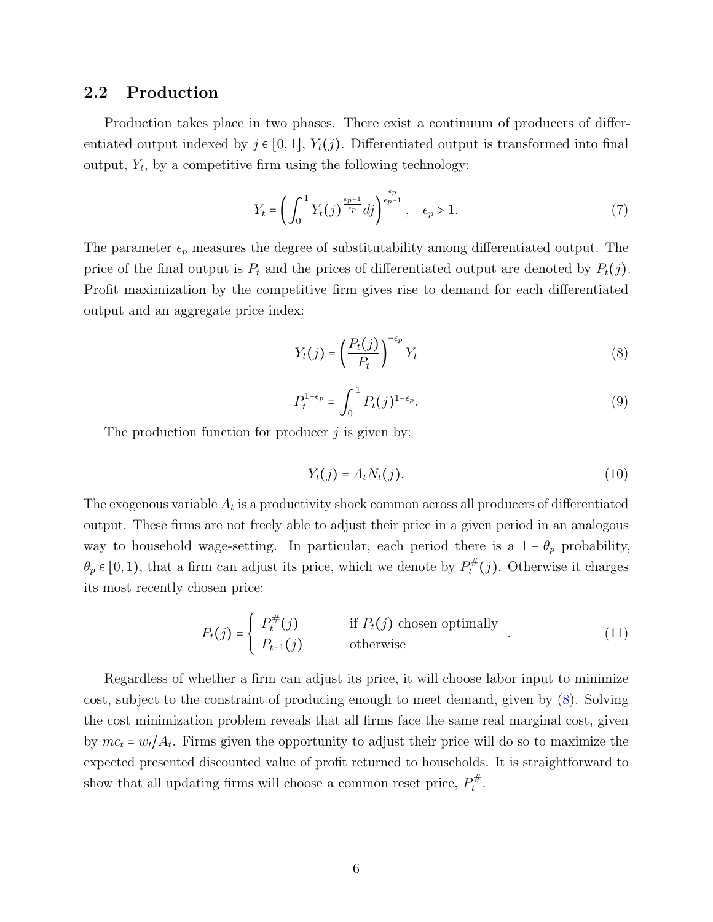## 2.2 Production

Production takes place in two phases. There exist a continuum of producers of differentiated output indexed by $j \in [0,1]$, $Y_t(j)$. Differentiated output is transformed into final output, $Y_t$, by a competitive firm using the following technology:

$$Y_t = \left( \int_0^1 Y_t(j)^{\frac{\epsilon_p - 1}{\epsilon_p}} dj \right)^{\frac{\epsilon_p}{\epsilon_p - 1}}, \quad \epsilon_p > 1. \tag{7}$$

The parameter $\epsilon_p$ measures the degree of substitutability among differentiated output. The price of the final output is $P_t$ and the prices of differentiated output are denoted by $P_t(j)$. Profit maximization by the competitive firm gives rise to demand for each differentiated output and an aggregate price index:

$$Y_t(j) = \left( \frac{P_t(j)}{P_t} \right)^{-\epsilon_p} Y_t \tag{8}$$

$$P_t^{1-\epsilon_p} = \int_0^1 P_t(j)^{1-\epsilon_p}. \tag{9}$$

The production function for producer $j$ is given by:

$$Y_t(j) = A_t N_t(j). \tag{10}$$

The exogenous variable $A_t$ is a productivity shock common across all producers of differentiated output. These firms are not freely able to adjust their price in a given period in an analogous way to household wage-setting. In particular, each period there is a $1 - \theta_p$ probability, $\theta_p \in [0,1)$, that a firm can adjust its price, which we denote by $P_t^{\#}(j)$. Otherwise it charges its most recently chosen price:

$$P_t(j) = \begin{cases} P_t^{\#}(j) & \text{if } P_t(j) \text{ chosen optimally} \\ P_{t-1}(j) & \text{otherwise} \end{cases} . \tag{11}$$

Regardless of whether a firm can adjust its price, it will choose labor input to minimize cost, subject to the constraint of producing enough to meet demand, given by (8). Solving the cost minimization problem reveals that all firms face the same real marginal cost, given by $mc_t = w_t/A_t$. Firms given the opportunity to adjust their price will do so to maximize the expected presented discounted value of profit returned to households. It is straightforward to show that all updating firms will choose a common reset price, $P_t^{\#}$.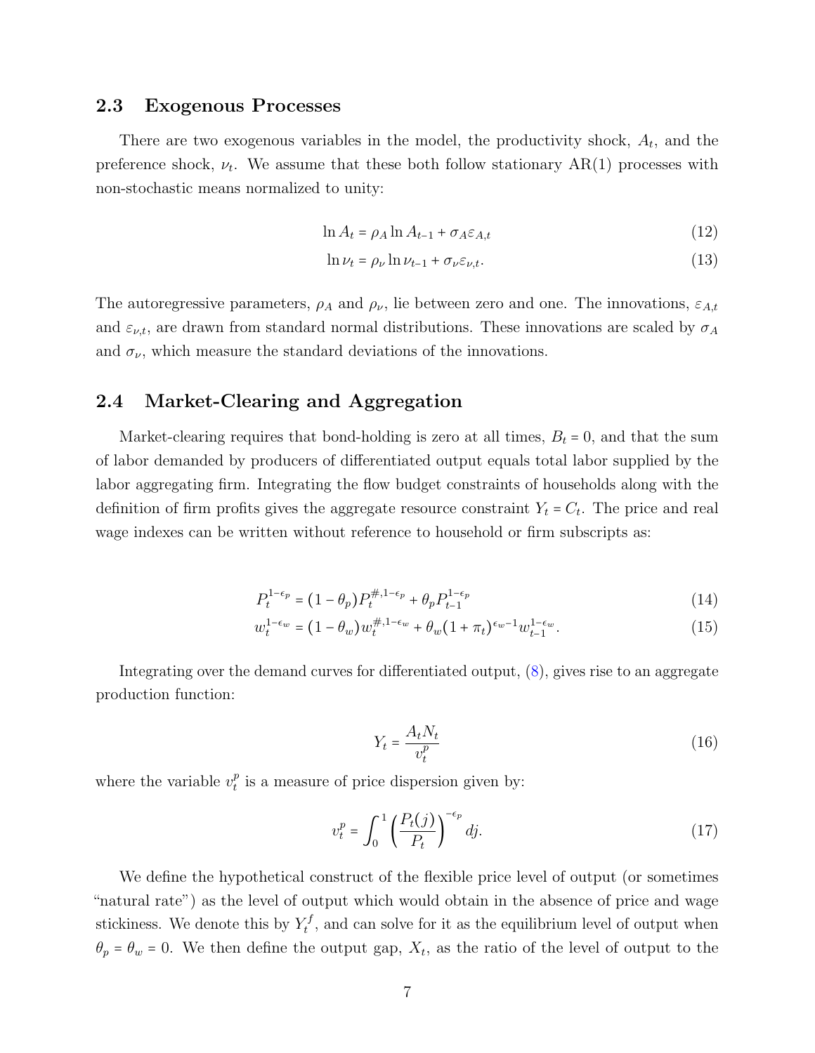### 2.3 Exogenous Processes

There are two exogenous variables in the model, the productivity shock, $A_t$, and the preference shock, $\nu_t$. We assume that these both follow stationary AR(1) processes with non-stochastic means normalized to unity:

$$\ln A_t = \rho_A \ln A_{t-1} + \sigma_A \varepsilon_{A,t} \tag{12}$$

$$\ln \nu_t = \rho_\nu \ln \nu_{t-1} + \sigma_\nu \varepsilon_{\nu,t}. \tag{13}$$

The autoregressive parameters, $\rho_A$ and $\rho_\nu$, lie between zero and one. The innovations, $\varepsilon_{A,t}$ and $\varepsilon_{\nu,t}$, are drawn from standard normal distributions. These innovations are scaled by $\sigma_A$ and $\sigma_\nu$, which measure the standard deviations of the innovations.

### 2.4 Market-Clearing and Aggregation

Market-clearing requires that bond-holding is zero at all times, $B_t = 0$, and that the sum of labor demanded by producers of differentiated output equals total labor supplied by the labor aggregating firm. Integrating the flow budget constraints of households along with the definition of firm profits gives the aggregate resource constraint $Y_t = C_t$. The price and real wage indexes can be written without reference to household or firm subscripts as:

$$P_t^{1-\epsilon_p} = (1-\theta_p) P_t^{\#,1-\epsilon_p} + \theta_p P_{t-1}^{1-\epsilon_p} \tag{14}$$

$$w_t^{1-\epsilon_w} = (1-\theta_w) w_t^{\#,1-\epsilon_w} + \theta_w (1+\pi_t)^{\epsilon_w - 1} w_{t-1}^{1-\epsilon_w}. \tag{15}$$

Integrating over the demand curves for differentiated output, (8), gives rise to an aggregate production function:

$$Y_t = \frac{A_t N_t}{v_t^p} \tag{16}$$

where the variable $v_t^p$ is a measure of price dispersion given by:

$$v_t^p = \int_0^1 \left( \frac{P_t(j)}{P_t} \right)^{-\epsilon_p} dj. \tag{17}$$

We define the hypothetical construct of the flexible price level of output (or sometimes "natural rate") as the level of output which would obtain in the absence of price and wage stickiness. We denote this by $Y_t^f$, and can solve for it as the equilibrium level of output when $\theta_p = \theta_w = 0$. We then define the output gap, $X_t$, as the ratio of the level of output to the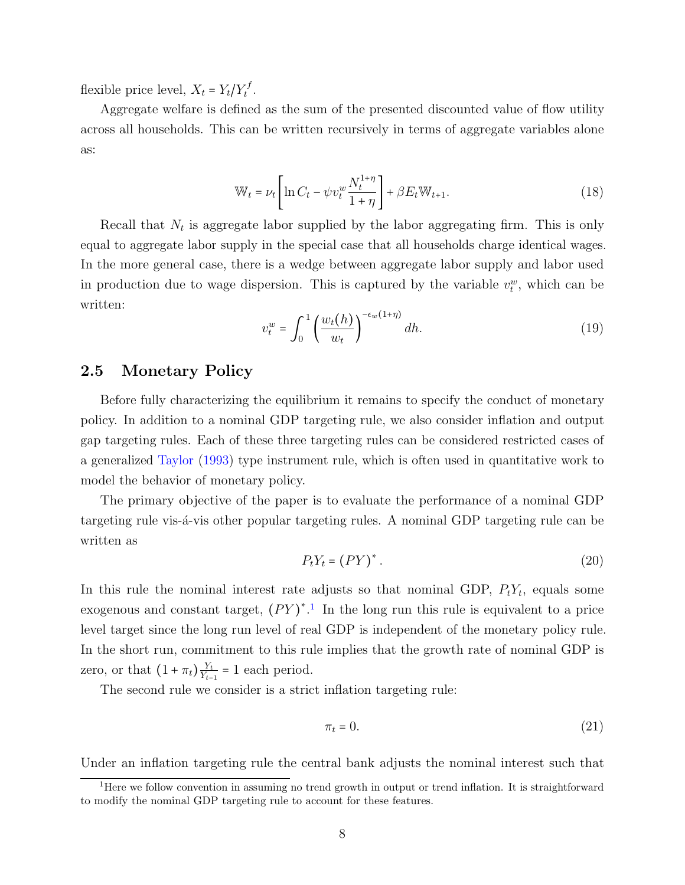flexible price level, $X_t = Y_t / Y_t^f$.

Aggregate welfare is defined as the sum of the presented discounted value of flow utility across all households. This can be written recursively in terms of aggregate variables alone as:

$$\mathbb{W}_t = \nu_t \left[ \ln C_t - \psi v_t^w \frac{N_t^{1+\eta}}{1+\eta} \right] + \beta E_t \mathbb{W}_{t+1}. \tag{18}$$

Recall that $N_t$ is aggregate labor supplied by the labor aggregating firm. This is only equal to aggregate labor supply in the special case that all households charge identical wages. In the more general case, there is a wedge between aggregate labor supply and labor used in production due to wage dispersion. This is captured by the variable $v_t^w$, which can be written:

$$v_t^w = \int_0^1 \left( \frac{w_t(h)}{w_t} \right)^{-\epsilon_w(1+\eta)} dh. \tag{19}$$

## 2.5 Monetary Policy

Before fully characterizing the equilibrium it remains to specify the conduct of monetary policy. In addition to a nominal GDP targeting rule, we also consider inflation and output gap targeting rules. Each of these three targeting rules can be considered restricted cases of a generalized Taylor (1993) type instrument rule, which is often used in quantitative work to model the behavior of monetary policy.

The primary objective of the paper is to evaluate the performance of a nominal GDP targeting rule vis-á-vis other popular targeting rules. A nominal GDP targeting rule can be written as

$$P_t Y_t = (PY)^*. \tag{20}$$

In this rule the nominal interest rate adjusts so that nominal GDP, $P_t Y_t$, equals some exogenous and constant target, $(PY)^*$.[1] In the long run this rule is equivalent to a price level target since the long run level of real GDP is independent of the monetary policy rule. In the short run, commitment to this rule implies that the growth rate of nominal GDP is zero, or that $(1+\pi_t)\frac{Y_t}{Y_{t-1}} = 1$ each period.

The second rule we consider is a strict inflation targeting rule:

$$\pi_t = 0. \tag{21}$$

Under an inflation targeting rule the central bank adjusts the nominal interest such that

[1] Here we follow convention in assuming no trend growth in output or trend inflation. It is straightforward to modify the nominal GDP targeting rule to account for these features.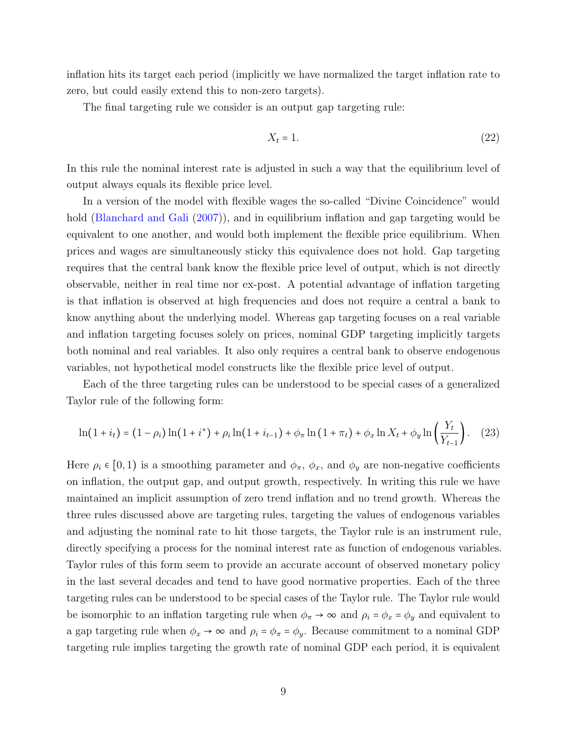inflation hits its target each period (implicitly we have normalized the target inflation rate to zero, but could easily extend this to non-zero targets).

The final targeting rule we consider is an output gap targeting rule:

$$X_t = 1. \tag{22}$$

In this rule the nominal interest rate is adjusted in such a way that the equilibrium level of output always equals its flexible price level.

In a version of the model with flexible wages the so-called "Divine Coincidence" would hold (Blanchard and Gali (2007)), and in equilibrium inflation and gap targeting would be equivalent to one another, and would both implement the flexible price equilibrium. When prices and wages are simultaneously sticky this equivalence does not hold. Gap targeting requires that the central bank know the flexible price level of output, which is not directly observable, neither in real time nor ex-post. A potential advantage of inflation targeting is that inflation is observed at high frequencies and does not require a central a bank to know anything about the underlying model. Whereas gap targeting focuses on a real variable and inflation targeting focuses solely on prices, nominal GDP targeting implicitly targets both nominal and real variables. It also only requires a central bank to observe endogenous variables, not hypothetical model constructs like the flexible price level of output.

Each of the three targeting rules can be understood to be special cases of a generalized Taylor rule of the following form:

$$\ln(1+i_t) = (1-\rho_i)\ln(1+i^*) + \rho_i \ln(1+i_{t-1}) + \phi_\pi \ln(1+\pi_t) + \phi_x \ln X_t + \phi_y \ln\left(\frac{Y_t}{Y_{t-1}}\right). \tag{23}$$

Here $\rho_i \in [0,1)$ is a smoothing parameter and $\phi_\pi$, $\phi_x$, and $\phi_y$ are non-negative coefficients on inflation, the output gap, and output growth, respectively. In writing this rule we have maintained an implicit assumption of zero trend inflation and no trend growth. Whereas the three rules discussed above are targeting rules, targeting the values of endogenous variables and adjusting the nominal rate to hit those targets, the Taylor rule is an instrument rule, directly specifying a process for the nominal interest rate as function of endogenous variables. Taylor rules of this form seem to provide an accurate account of observed monetary policy in the last several decades and tend to have good normative properties. Each of the three targeting rules can be understood to be special cases of the Taylor rule. The Taylor rule would be isomorphic to an inflation targeting rule when $\phi_\pi \to \infty$ and $\rho_i = \phi_x = \phi_y$ and equivalent to a gap targeting rule when $\phi_x \to \infty$ and $\rho_i = \phi_\pi = \phi_y$. Because commitment to a nominal GDP targeting rule implies targeting the growth rate of nominal GDP each period, it is equivalent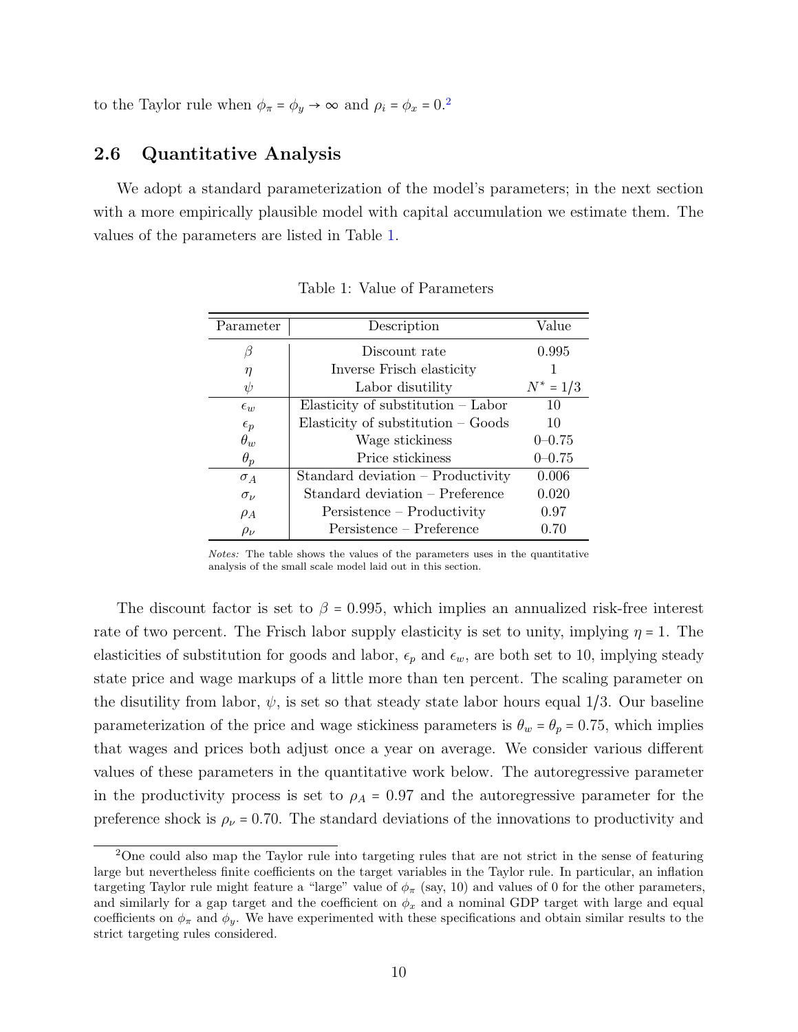to the Taylor rule when $\phi_\pi = \phi_y \rightarrow \infty$ and $\rho_i = \phi_x = 0$.[2]

### 2.6 Quantitative Analysis

We adopt a standard parameterization of the model's parameters; in the next section with a more empirically plausible model with capital accumulation we estimate them. The values of the parameters are listed in Table 1.

Table 1: Value of Parameters

| Parameter | Description | Value |
|---|---|---|
| $\beta$ | Discount rate | 0.995 |
| $\eta$ | Inverse Frisch elasticity | 1 |
| $\psi$ | Labor disutility | $N^* = 1/3$ |
| $\epsilon_w$ | Elasticity of substitution – Labor | 10 |
| $\epsilon_p$ | Elasticity of substitution – Goods | 10 |
| $\theta_w$ | Wage stickiness | 0–0.75 |
| $\theta_p$ | Price stickiness | 0–0.75 |
| $\sigma_A$ | Standard deviation – Productivity | 0.006 |
| $\sigma_\nu$ | Standard deviation – Preference | 0.020 |
| $\rho_A$ | Persistence – Productivity | 0.97 |
| $\rho_\nu$ | Persistence – Preference | 0.70 |

*Notes:* The table shows the values of the parameters uses in the quantitative analysis of the small scale model laid out in this section.

The discount factor is set to $\beta = 0.995$, which implies an annualized risk-free interest rate of two percent. The Frisch labor supply elasticity is set to unity, implying $\eta = 1$. The elasticities of substitution for goods and labor, $\epsilon_p$ and $\epsilon_w$, are both set to 10, implying steady state price and wage markups of a little more than ten percent. The scaling parameter on the disutility from labor, $\psi$, is set so that steady state labor hours equal 1/3. Our baseline parameterization of the price and wage stickiness parameters is $\theta_w = \theta_p = 0.75$, which implies that wages and prices both adjust once a year on average. We consider various different values of these parameters in the quantitative work below. The autoregressive parameter in the productivity process is set to $\rho_A = 0.97$ and the autoregressive parameter for the preference shock is $\rho_\nu = 0.70$. The standard deviations of the innovations to productivity and

[2] One could also map the Taylor rule into targeting rules that are not strict in the sense of featuring large but nevertheless finite coefficients on the target variables in the Taylor rule. In particular, an inflation targeting Taylor rule might feature a "large" value of $\phi_\pi$ (say, 10) and values of 0 for the other parameters, and similarly for a gap target and the coefficient on $\phi_x$ and a nominal GDP target with large and equal coefficients on $\phi_\pi$ and $\phi_y$. We have experimented with these specifications and obtain similar results to the strict targeting rules considered.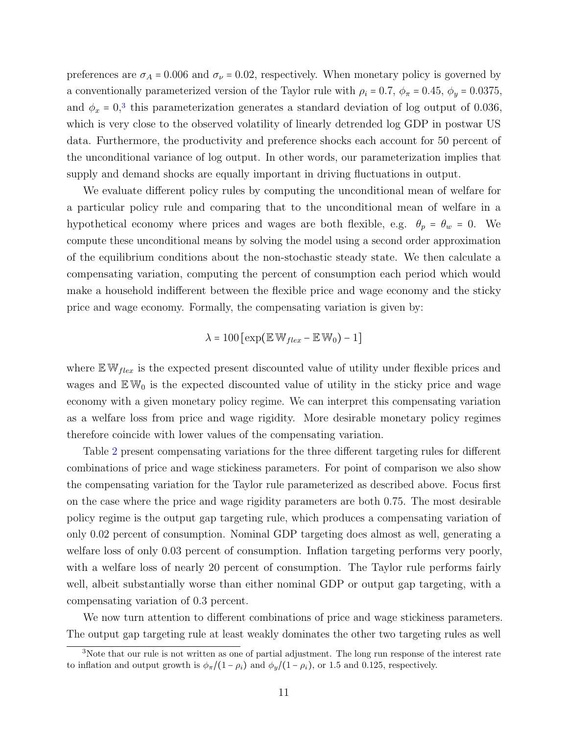preferences are $\sigma_A = 0.006$ and $\sigma_\nu = 0.02$, respectively. When monetary policy is governed by a conventionally parameterized version of the Taylor rule with $\rho_i = 0.7$, $\phi_\pi = 0.45$, $\phi_y = 0.0375$, and $\phi_x = 0$,[3] this parameterization generates a standard deviation of log output of 0.036, which is very close to the observed volatility of linearly detrended log GDP in postwar US data. Furthermore, the productivity and preference shocks each account for 50 percent of the unconditional variance of log output. In other words, our parameterization implies that supply and demand shocks are equally important in driving fluctuations in output.

We evaluate different policy rules by computing the unconditional mean of welfare for a particular policy rule and comparing that to the unconditional mean of welfare in a hypothetical economy where prices and wages are both flexible, e.g. $\theta_p = \theta_w = 0$. We compute these unconditional means by solving the model using a second order approximation of the equilibrium conditions about the non-stochastic steady state. We then calculate a compensating variation, computing the percent of consumption each period which would make a household indifferent between the flexible price and wage economy and the sticky price and wage economy. Formally, the compensating variation is given by:

$$\lambda = 100\left[\exp(\mathbb{E}\,\mathbb{W}_{flex} - \mathbb{E}\,\mathbb{W}_0) - 1\right]$$

where $\mathbb{E}\,\mathbb{W}_{flex}$ is the expected present discounted value of utility under flexible prices and wages and $\mathbb{E}\,\mathbb{W}_0$ is the expected discounted value of utility in the sticky price and wage economy with a given monetary policy regime. We can interpret this compensating variation as a welfare loss from price and wage rigidity. More desirable monetary policy regimes therefore coincide with lower values of the compensating variation.

Table 2 present compensating variations for the three different targeting rules for different combinations of price and wage stickiness parameters. For point of comparison we also show the compensating variation for the Taylor rule parameterized as described above. Focus first on the case where the price and wage rigidity parameters are both 0.75. The most desirable policy regime is the output gap targeting rule, which produces a compensating variation of only 0.02 percent of consumption. Nominal GDP targeting does almost as well, generating a welfare loss of only 0.03 percent of consumption. Inflation targeting performs very poorly, with a welfare loss of nearly 20 percent of consumption. The Taylor rule performs fairly well, albeit substantially worse than either nominal GDP or output gap targeting, with a compensating variation of 0.3 percent.

We now turn attention to different combinations of price and wage stickiness parameters. The output gap targeting rule at least weakly dominates the other two targeting rules as well

[3] Note that our rule is not written as one of partial adjustment. The long run response of the interest rate to inflation and output growth is $\phi_\pi/(1-\rho_i)$ and $\phi_y/(1-\rho_i)$, or 1.5 and 0.125, respectively.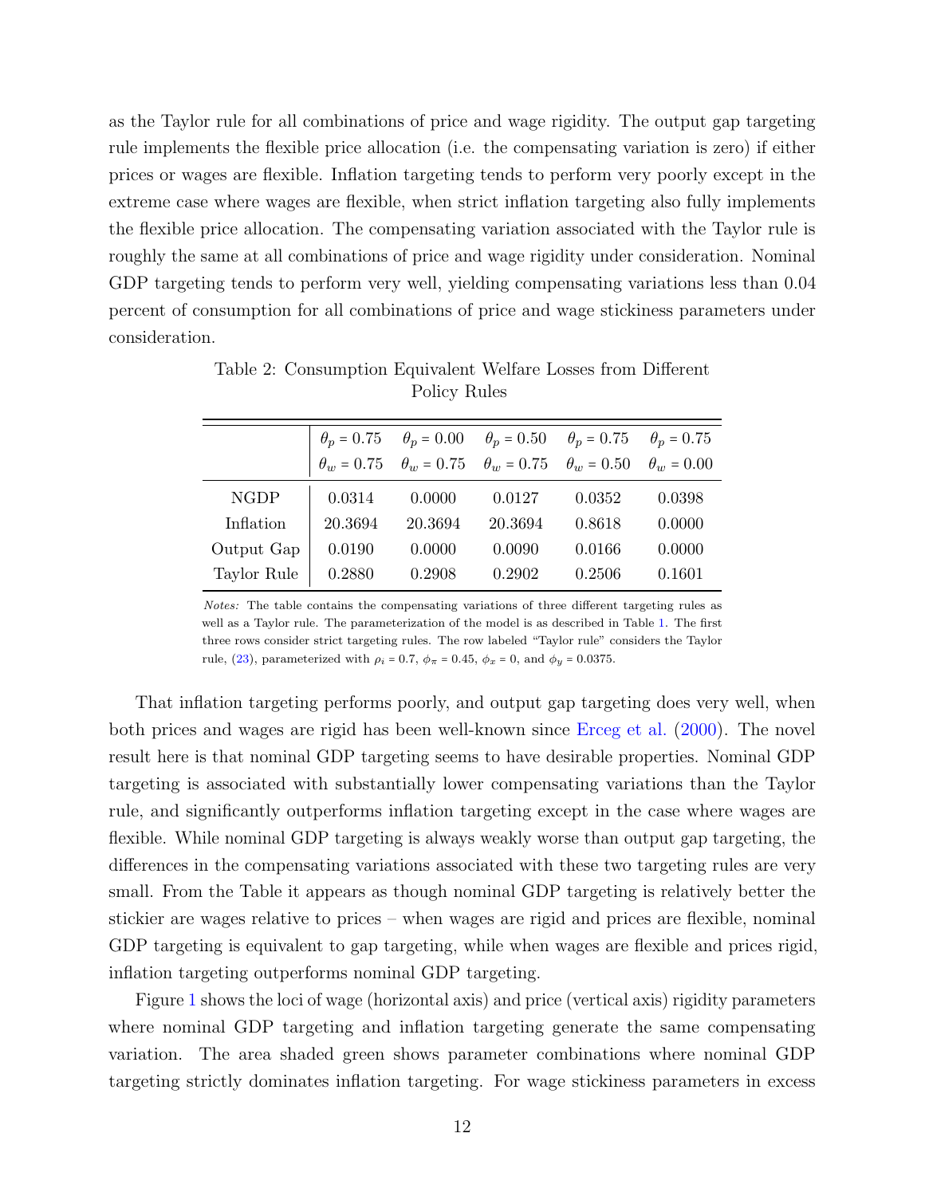as the Taylor rule for all combinations of price and wage rigidity. The output gap targeting rule implements the flexible price allocation (i.e. the compensating variation is zero) if either prices or wages are flexible. Inflation targeting tends to perform very poorly except in the extreme case where wages are flexible, when strict inflation targeting also fully implements the flexible price allocation. The compensating variation associated with the Taylor rule is roughly the same at all combinations of price and wage rigidity under consideration. Nominal GDP targeting tends to perform very well, yielding compensating variations less than 0.04 percent of consumption for all combinations of price and wage stickiness parameters under consideration.

Table 2: Consumption Equivalent Welfare Losses from Different Policy Rules

| | $\theta_p = 0.75$<br>$\theta_w = 0.75$ | $\theta_p = 0.00$<br>$\theta_w = 0.75$ | $\theta_p = 0.50$<br>$\theta_w = 0.75$ | $\theta_p = 0.75$<br>$\theta_w = 0.50$ | $\theta_p = 0.75$<br>$\theta_w = 0.00$ |
|---|---|---|---|---|---|
| NGDP | 0.0314 | 0.0000 | 0.0127 | 0.0352 | 0.0398 |
| Inflation | 20.3694 | 20.3694 | 20.3694 | 0.8618 | 0.0000 |
| Output Gap | 0.0190 | 0.0000 | 0.0090 | 0.0166 | 0.0000 |
| Taylor Rule | 0.2880 | 0.2908 | 0.2902 | 0.2506 | 0.1601 |

*Notes:* The table contains the compensating variations of three different targeting rules as well as a Taylor rule. The parameterization of the model is as described in Table 1. The first three rows consider strict targeting rules. The row labeled "Taylor rule" considers the Taylor rule, (23), parameterized with $\rho_i = 0.7$, $\phi_\pi = 0.45$, $\phi_x = 0$, and $\phi_y = 0.0375$.

That inflation targeting performs poorly, and output gap targeting does very well, when both prices and wages are rigid has been well-known since Erceg et al. (2000). The novel result here is that nominal GDP targeting seems to have desirable properties. Nominal GDP targeting is associated with substantially lower compensating variations than the Taylor rule, and significantly outperforms inflation targeting except in the case where wages are flexible. While nominal GDP targeting is always weakly worse than output gap targeting, the differences in the compensating variations associated with these two targeting rules are very small. From the Table it appears as though nominal GDP targeting is relatively better the stickier are wages relative to prices – when wages are rigid and prices are flexible, nominal GDP targeting is equivalent to gap targeting, while when wages are flexible and prices rigid, inflation targeting outperforms nominal GDP targeting.

Figure 1 shows the loci of wage (horizontal axis) and price (vertical axis) rigidity parameters where nominal GDP targeting and inflation targeting generate the same compensating variation. The area shaded green shows parameter combinations where nominal GDP targeting strictly dominates inflation targeting. For wage stickiness parameters in excess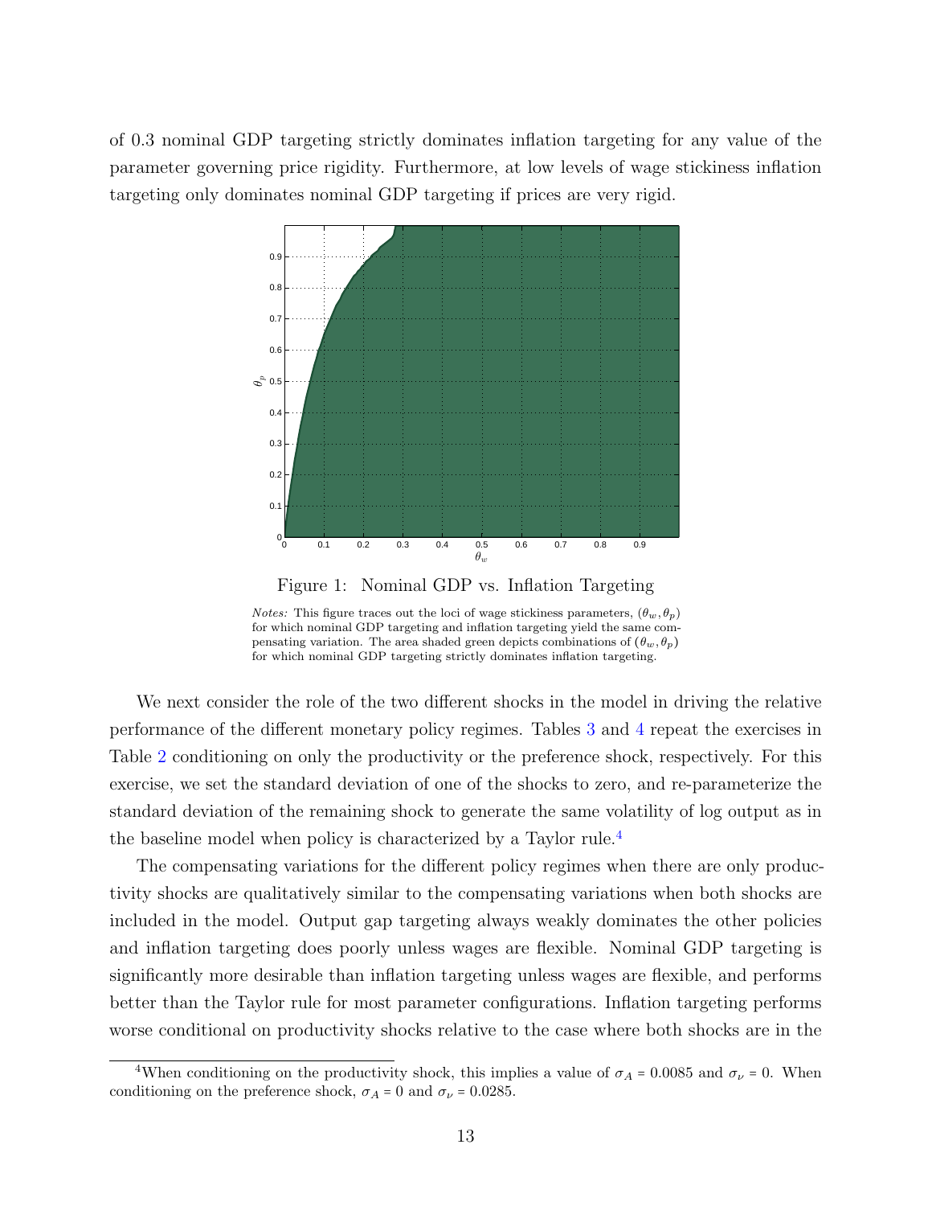of 0.3 nominal GDP targeting strictly dominates inflation targeting for any value of the parameter governing price rigidity. Furthermore, at low levels of wage stickiness inflation targeting only dominates nominal GDP targeting if prices are very rigid.

Figure 1: Nominal GDP vs. Inflation Targeting

*Notes:* This figure traces out the loci of wage stickiness parameters, $(\theta_w, \theta_p)$ for which nominal GDP targeting and inflation targeting yield the same compensating variation. The area shaded green depicts combinations of $(\theta_w, \theta_p)$ for which nominal GDP targeting strictly dominates inflation targeting.

We next consider the role of the two different shocks in the model in driving the relative performance of the different monetary policy regimes. Tables 3 and 4 repeat the exercises in Table 2 conditioning on only the productivity or the preference shock, respectively. For this exercise, we set the standard deviation of one of the shocks to zero, and re-parameterize the standard deviation of the remaining shock to generate the same volatility of log output as in the baseline model when policy is characterized by a Taylor rule.[4]

The compensating variations for the different policy regimes when there are only productivity shocks are qualitatively similar to the compensating variations when both shocks are included in the model. Output gap targeting always weakly dominates the other policies and inflation targeting does poorly unless wages are flexible. Nominal GDP targeting is significantly more desirable than inflation targeting unless wages are flexible, and performs better than the Taylor rule for most parameter configurations. Inflation targeting performs worse conditional on productivity shocks relative to the case where both shocks are in the

[4]When conditioning on the productivity shock, this implies a value of $\sigma_A = 0.0085$ and $\sigma_\nu = 0$. When conditioning on the preference shock, $\sigma_A = 0$ and $\sigma_\nu = 0.0285$.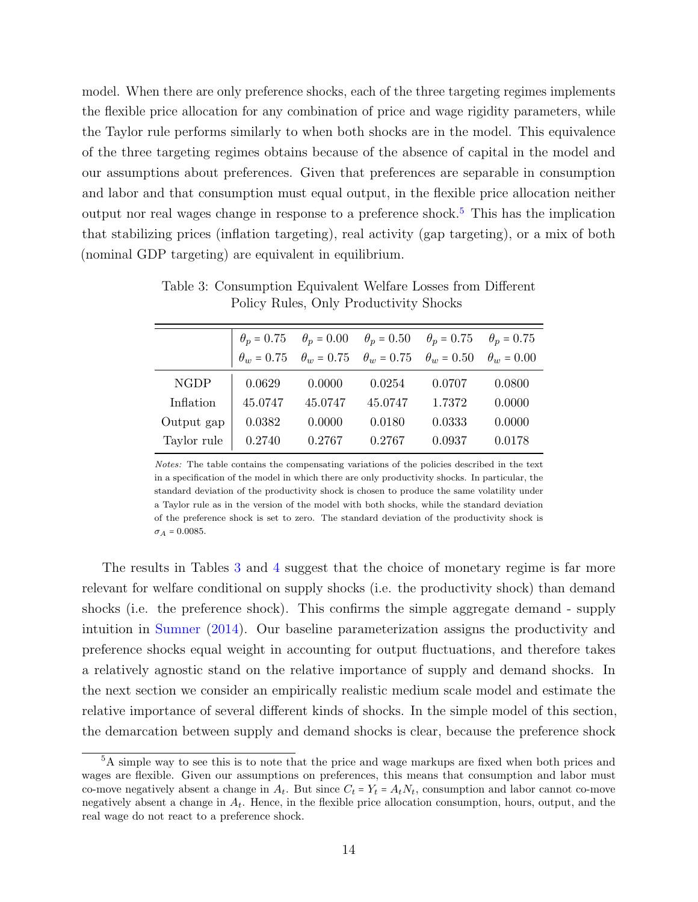model. When there are only preference shocks, each of the three targeting regimes implements the flexible price allocation for any combination of price and wage rigidity parameters, while the Taylor rule performs similarly to when both shocks are in the model. This equivalence of the three targeting regimes obtains because of the absence of capital in the model and our assumptions about preferences. Given that preferences are separable in consumption and labor and that consumption must equal output, in the flexible price allocation neither output nor real wages change in response to a preference shock.[5] This has the implication that stabilizing prices (inflation targeting), real activity (gap targeting), or a mix of both (nominal GDP targeting) are equivalent in equilibrium.

Table 3: Consumption Equivalent Welfare Losses from Different Policy Rules, Only Productivity Shocks

| | $\theta_p = 0.75$ $\theta_w = 0.75$ | $\theta_p = 0.00$ $\theta_w = 0.75$ | $\theta_p = 0.50$ $\theta_w = 0.75$ | $\theta_p = 0.75$ $\theta_w = 0.50$ | $\theta_p = 0.75$ $\theta_w = 0.00$ |
|---|---|---|---|---|---|
| NGDP | 0.0629 | 0.0000 | 0.0254 | 0.0707 | 0.0800 |
| Inflation | 45.0747 | 45.0747 | 45.0747 | 1.7372 | 0.0000 |
| Output gap | 0.0382 | 0.0000 | 0.0180 | 0.0333 | 0.0000 |
| Taylor rule | 0.2740 | 0.2767 | 0.2767 | 0.0937 | 0.0178 |

*Notes:* The table contains the compensating variations of the policies described in the text in a specification of the model in which there are only productivity shocks. In particular, the standard deviation of the productivity shock is chosen to produce the same volatility under a Taylor rule as in the version of the model with both shocks, while the standard deviation of the preference shock is set to zero. The standard deviation of the productivity shock is $\sigma_A = 0.0085$.

The results in Tables 3 and 4 suggest that the choice of monetary regime is far more relevant for welfare conditional on supply shocks (i.e. the productivity shock) than demand shocks (i.e. the preference shock). This confirms the simple aggregate demand - supply intuition in Sumner (2014). Our baseline parameterization assigns the productivity and preference shocks equal weight in accounting for output fluctuations, and therefore takes a relatively agnostic stand on the relative importance of supply and demand shocks. In the next section we consider an empirically realistic medium scale model and estimate the relative importance of several different kinds of shocks. In the simple model of this section, the demarcation between supply and demand shocks is clear, because the preference shock

[5] A simple way to see this is to note that the price and wage markups are fixed when both prices and wages are flexible. Given our assumptions on preferences, this means that consumption and labor must co-move negatively absent a change in $A_t$. But since $C_t = Y_t = A_t N_t$, consumption and labor cannot co-move negatively absent a change in $A_t$. Hence, in the flexible price allocation consumption, hours, output, and the real wage do not react to a preference shock.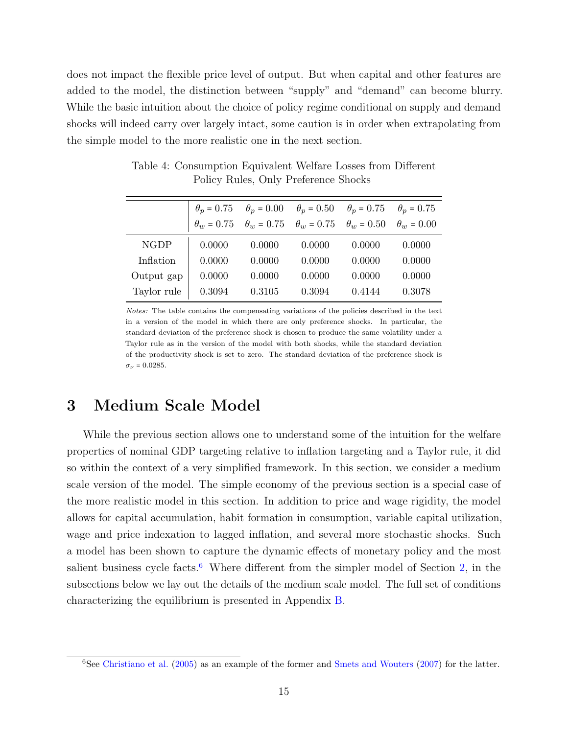does not impact the flexible price level of output. But when capital and other features are added to the model, the distinction between "supply" and "demand" can become blurry. While the basic intuition about the choice of policy regime conditional on supply and demand shocks will indeed carry over largely intact, some caution is in order when extrapolating from the simple model to the more realistic one in the next section.

Table 4: Consumption Equivalent Welfare Losses from Different Policy Rules, Only Preference Shocks

| | $\theta_p = 0.75$ $\theta_w = 0.75$ | $\theta_p = 0.00$ $\theta_w = 0.75$ | $\theta_p = 0.50$ $\theta_w = 0.75$ | $\theta_p = 0.75$ $\theta_w = 0.50$ | $\theta_p = 0.75$ $\theta_w = 0.00$ |
|---|---|---|---|---|---|
| NGDP | 0.0000 | 0.0000 | 0.0000 | 0.0000 | 0.0000 |
| Inflation | 0.0000 | 0.0000 | 0.0000 | 0.0000 | 0.0000 |
| Output gap | 0.0000 | 0.0000 | 0.0000 | 0.0000 | 0.0000 |
| Taylor rule | 0.3094 | 0.3105 | 0.3094 | 0.4144 | 0.3078 |

*Notes:* The table contains the compensating variations of the policies described in the text in a version of the model in which there are only preference shocks. In particular, the standard deviation of the preference shock is chosen to produce the same volatility under a Taylor rule as in the version of the model with both shocks, while the standard deviation of the productivity shock is set to zero. The standard deviation of the preference shock is $\sigma_\nu = 0.0285$.

# 3 Medium Scale Model

While the previous section allows one to understand some of the intuition for the welfare properties of nominal GDP targeting relative to inflation targeting and a Taylor rule, it did so within the context of a very simplified framework. In this section, we consider a medium scale version of the model. The simple economy of the previous section is a special case of the more realistic model in this section. In addition to price and wage rigidity, the model allows for capital accumulation, habit formation in consumption, variable capital utilization, wage and price indexation to lagged inflation, and several more stochastic shocks. Such a model has been shown to capture the dynamic effects of monetary policy and the most salient business cycle facts.[6] Where different from the simpler model of Section 2, in the subsections below we lay out the details of the medium scale model. The full set of conditions characterizing the equilibrium is presented in Appendix B.

[6]See Christiano et al. (2005) as an example of the former and Smets and Wouters (2007) for the latter.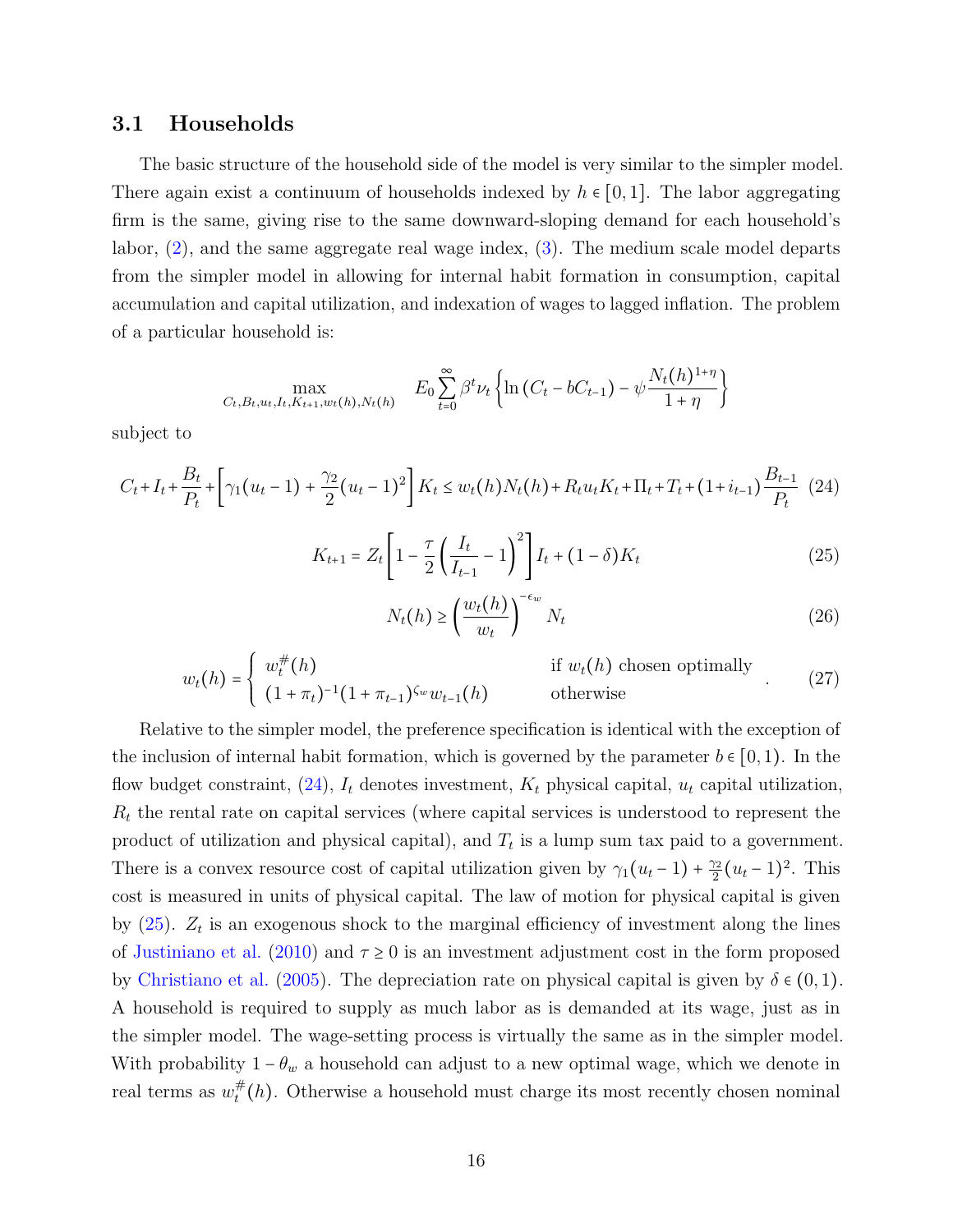### 3.1 Households

The basic structure of the household side of the model is very similar to the simpler model. There again exist a continuum of households indexed by $h \in [0, 1]$. The labor aggregating firm is the same, giving rise to the same downward-sloping demand for each household's labor, (2), and the same aggregate real wage index, (3). The medium scale model departs from the simpler model in allowing for internal habit formation in consumption, capital accumulation and capital utilization, and indexation of wages to lagged inflation. The problem of a particular household is:

$$\max_{C_t, B_t, u_t, I_t, K_{t+1}, w_t(h), N_t(h)} \quad E_0 \sum_{t=0}^{\infty} \beta^t \nu_t \left\{ \ln\left(C_t - bC_{t-1}\right) - \psi \frac{N_t(h)^{1+\eta}}{1+\eta} \right\}$$

subject to

$$C_t + I_t + \frac{B_t}{P_t} + \left[\gamma_1(u_t - 1) + \frac{\gamma_2}{2}(u_t - 1)^2\right] K_t \leq w_t(h) N_t(h) + R_t u_t K_t + \Pi_t + T_t + (1 + i_{t-1}) \frac{B_{t-1}}{P_t} \quad (24)$$

$$K_{t+1} = Z_t \left[1 - \frac{\tau}{2}\left(\frac{I_t}{I_{t-1}} - 1\right)^2\right] I_t + (1 - \delta) K_t \quad (25)$$

$$N_t(h) \geq \left(\frac{w_t(h)}{w_t}\right)^{-\epsilon_w} N_t \quad (26)$$

$$w_t(h) = \begin{cases} w_t^{\#}(h) & \text{if } w_t(h) \text{ chosen optimally} \\ (1+\pi_t)^{-1}(1+\pi_{t-1})^{\zeta_w} w_{t-1}(h) & \text{otherwise} \end{cases} . \quad (27)$$

Relative to the simpler model, the preference specification is identical with the exception of the inclusion of internal habit formation, which is governed by the parameter $b \in [0, 1)$. In the flow budget constraint, (24), $I_t$ denotes investment, $K_t$ physical capital, $u_t$ capital utilization, $R_t$ the rental rate on capital services (where capital services is understood to represent the product of utilization and physical capital), and $T_t$ is a lump sum tax paid to a government. There is a convex resource cost of capital utilization given by $\gamma_1(u_t - 1) + \frac{\gamma_2}{2}(u_t - 1)^2$. This cost is measured in units of physical capital. The law of motion for physical capital is given by (25). $Z_t$ is an exogenous shock to the marginal efficiency of investment along the lines of Justiniano et al. (2010) and $\tau \geq 0$ is an investment adjustment cost in the form proposed by Christiano et al. (2005). The depreciation rate on physical capital is given by $\delta \in (0, 1)$. A household is required to supply as much labor as is demanded at its wage, just as in the simpler model. The wage-setting process is virtually the same as in the simpler model. With probability $1 - \theta_w$ a household can adjust to a new optimal wage, which we denote in real terms as $w_t^{\#}(h)$. Otherwise a household must charge its most recently chosen nominal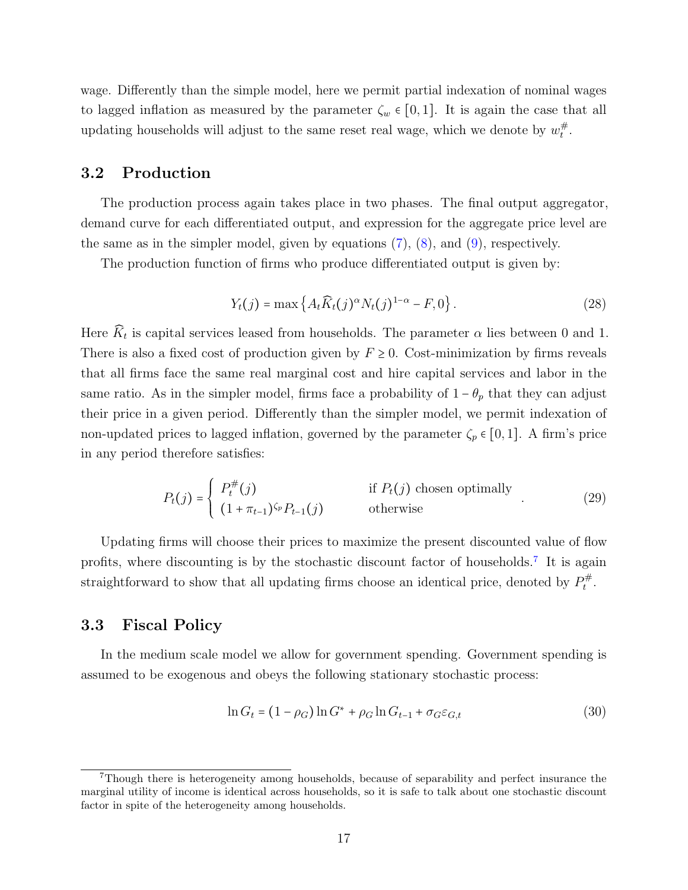wage. Differently than the simple model, here we permit partial indexation of nominal wages to lagged inflation as measured by the parameter $\zeta_w \in [0,1]$. It is again the case that all updating households will adjust to the same reset real wage, which we denote by $w_t^{\#}$.

### 3.2 Production

The production process again takes place in two phases. The final output aggregator, demand curve for each differentiated output, and expression for the aggregate price level are the same as in the simpler model, given by equations (7), (8), and (9), respectively.

The production function of firms who produce differentiated output is given by:

$$Y_t(j) = \max\left\{A_t \widehat{K}_t(j)^{\alpha} N_t(j)^{1-\alpha} - F, 0\right\}. \tag{28}$$

Here $\widehat{K}_t$ is capital services leased from households. The parameter $\alpha$ lies between 0 and 1. There is also a fixed cost of production given by $F \geq 0$. Cost-minimization by firms reveals that all firms face the same real marginal cost and hire capital services and labor in the same ratio. As in the simpler model, firms face a probability of $1-\theta_p$ that they can adjust their price in a given period. Differently than the simpler model, we permit indexation of non-updated prices to lagged inflation, governed by the parameter $\zeta_p \in [0,1]$. A firm's price in any period therefore satisfies:

$$P_t(j) = \begin{cases} P_t^{\#}(j) & \text{if } P_t(j) \text{ chosen optimally} \\ (1+\pi_{t-1})^{\zeta_p} P_{t-1}(j) & \text{otherwise} \end{cases}. \tag{29}$$

Updating firms will choose their prices to maximize the present discounted value of flow profits, where discounting is by the stochastic discount factor of households.[7] It is again straightforward to show that all updating firms choose an identical price, denoted by $P_t^{\#}$.

### 3.3 Fiscal Policy

In the medium scale model we allow for government spending. Government spending is assumed to be exogenous and obeys the following stationary stochastic process:

$$\ln G_t = (1-\rho_G)\ln G^* + \rho_G \ln G_{t-1} + \sigma_G \varepsilon_{G,t} \tag{30}$$

[7]Though there is heterogeneity among households, because of separability and perfect insurance the marginal utility of income is identical across households, so it is safe to talk about one stochastic discount factor in spite of the heterogeneity among households.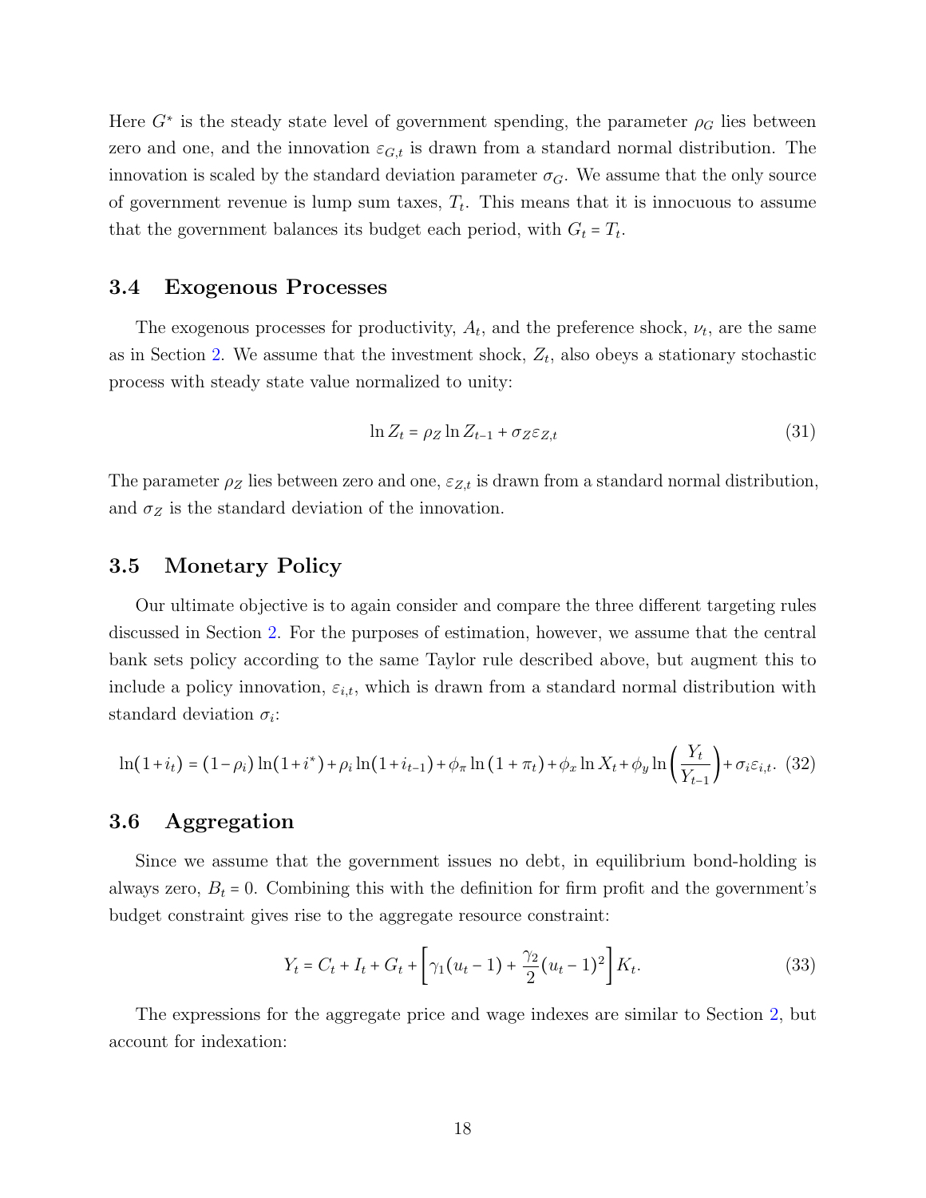Here $G^*$ is the steady state level of government spending, the parameter $\rho_G$ lies between zero and one, and the innovation $\varepsilon_{G,t}$ is drawn from a standard normal distribution. The innovation is scaled by the standard deviation parameter $\sigma_G$. We assume that the only source of government revenue is lump sum taxes, $T_t$. This means that it is innocuous to assume that the government balances its budget each period, with $G_t = T_t$.

### 3.4 Exogenous Processes

The exogenous processes for productivity, $A_t$, and the preference shock, $\nu_t$, are the same as in Section 2. We assume that the investment shock, $Z_t$, also obeys a stationary stochastic process with steady state value normalized to unity:

$$\ln Z_t = \rho_Z \ln Z_{t-1} + \sigma_Z \varepsilon_{Z,t} \tag{31}$$

The parameter $\rho_Z$ lies between zero and one, $\varepsilon_{Z,t}$ is drawn from a standard normal distribution, and $\sigma_Z$ is the standard deviation of the innovation.

### 3.5 Monetary Policy

Our ultimate objective is to again consider and compare the three different targeting rules discussed in Section 2. For the purposes of estimation, however, we assume that the central bank sets policy according to the same Taylor rule described above, but augment this to include a policy innovation, $\varepsilon_{i,t}$, which is drawn from a standard normal distribution with standard deviation $\sigma_i$:

$$\ln(1+i_t) = (1-\rho_i)\ln(1+i^*) + \rho_i \ln(1+i_{t-1}) + \phi_\pi \ln(1+\pi_t) + \phi_x \ln X_t + \phi_y \ln\left(\frac{Y_t}{Y_{t-1}}\right) + \sigma_i \varepsilon_{i,t}. \tag{32}$$

### 3.6 Aggregation

Since we assume that the government issues no debt, in equilibrium bond-holding is always zero, $B_t = 0$. Combining this with the definition for firm profit and the government's budget constraint gives rise to the aggregate resource constraint:

$$Y_t = C_t + I_t + G_t + \left[\gamma_1(u_t - 1) + \frac{\gamma_2}{2}(u_t - 1)^2\right] K_t. \tag{33}$$

The expressions for the aggregate price and wage indexes are similar to Section 2, but account for indexation: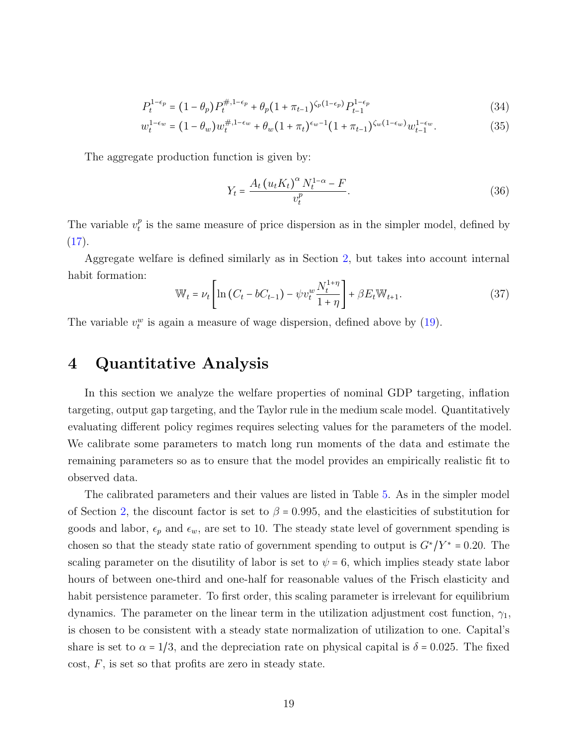$$P_t^{1-\epsilon_p} = (1-\theta_p) P_t^{\#,1-\epsilon_p} + \theta_p (1+\pi_{t-1})^{\zeta_p(1-\epsilon_p)} P_{t-1}^{1-\epsilon_p} \tag{34}$$

$$w_t^{1-\epsilon_w} = (1-\theta_w) w_t^{\#,1-\epsilon_w} + \theta_w (1+\pi_t)^{\epsilon_w - 1} (1+\pi_{t-1})^{\zeta_w(1-\epsilon_w)} w_{t-1}^{1-\epsilon_w}. \tag{35}$$

The aggregate production function is given by:

$$Y_t = \frac{A_t \left(u_t K_t\right)^{\alpha} N_t^{1-\alpha} - F}{v_t^p}. \tag{36}$$

The variable $v_t^p$ is the same measure of price dispersion as in the simpler model, defined by (17).

Aggregate welfare is defined similarly as in Section 2, but takes into account internal habit formation:

$$\mathbb{W}_t = \nu_t \left[ \ln\left(C_t - bC_{t-1}\right) - \psi v_t^w \frac{N_t^{1+\eta}}{1+\eta} \right] + \beta E_t \mathbb{W}_{t+1}. \tag{37}$$

The variable $v_t^w$ is again a measure of wage dispersion, defined above by (19).

# 4 Quantitative Analysis

In this section we analyze the welfare properties of nominal GDP targeting, inflation targeting, output gap targeting, and the Taylor rule in the medium scale model. Quantitatively evaluating different policy regimes requires selecting values for the parameters of the model. We calibrate some parameters to match long run moments of the data and estimate the remaining parameters so as to ensure that the model provides an empirically realistic fit to observed data.

The calibrated parameters and their values are listed in Table 5. As in the simpler model of Section 2, the discount factor is set to $\beta = 0.995$, and the elasticities of substitution for goods and labor, $\epsilon_p$ and $\epsilon_w$, are set to 10. The steady state level of government spending is chosen so that the steady state ratio of government spending to output is $G^*/Y^* = 0.20$. The scaling parameter on the disutility of labor is set to $\psi = 6$, which implies steady state labor hours of between one-third and one-half for reasonable values of the Frisch elasticity and habit persistence parameter. To first order, this scaling parameter is irrelevant for equilibrium dynamics. The parameter on the linear term in the utilization adjustment cost function, $\gamma_1$, is chosen to be consistent with a steady state normalization of utilization to one. Capital's share is set to $\alpha = 1/3$, and the depreciation rate on physical capital is $\delta = 0.025$. The fixed cost, $F$, is set so that profits are zero in steady state.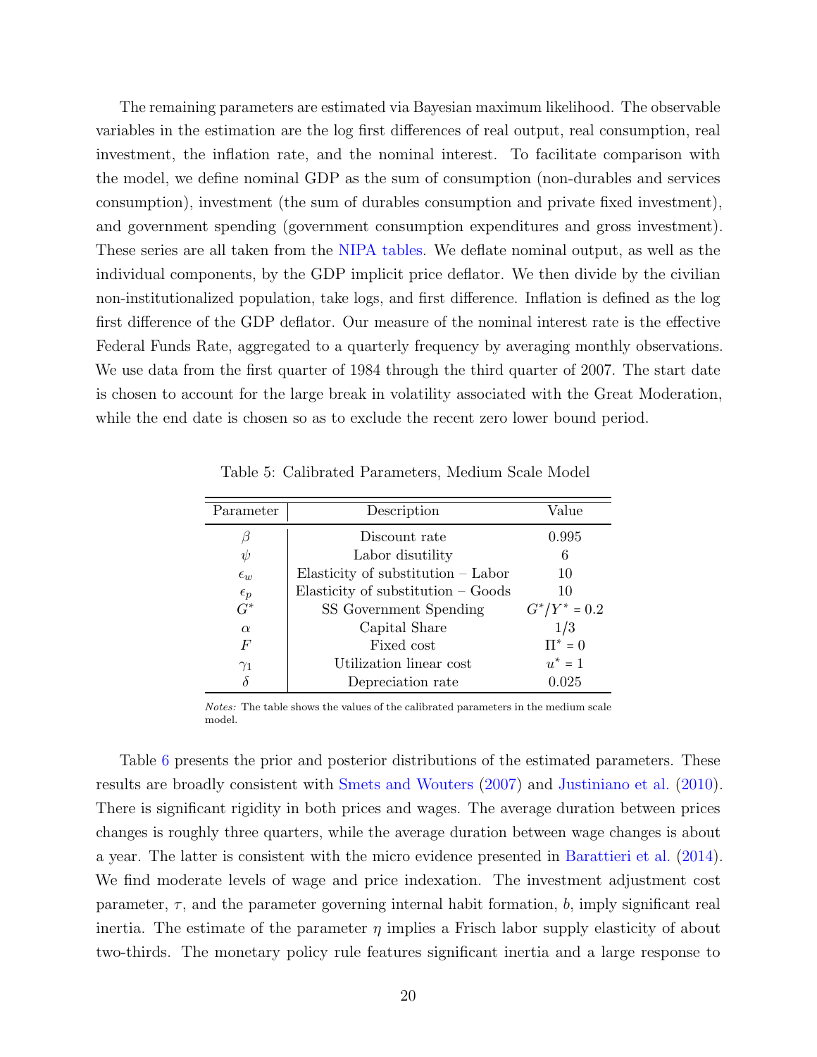The remaining parameters are estimated via Bayesian maximum likelihood. The observable variables in the estimation are the log first differences of real output, real consumption, real investment, the inflation rate, and the nominal interest. To facilitate comparison with the model, we define nominal GDP as the sum of consumption (non-durables and services consumption), investment (the sum of durables consumption and private fixed investment), and government spending (government consumption expenditures and gross investment). These series are all taken from the NIPA tables. We deflate nominal output, as well as the individual components, by the GDP implicit price deflator. We then divide by the civilian non-institutionalized population, take logs, and first difference. Inflation is defined as the log first difference of the GDP deflator. Our measure of the nominal interest rate is the effective Federal Funds Rate, aggregated to a quarterly frequency by averaging monthly observations. We use data from the first quarter of 1984 through the third quarter of 2007. The start date is chosen to account for the large break in volatility associated with the Great Moderation, while the end date is chosen so as to exclude the recent zero lower bound period.

Table 5: Calibrated Parameters, Medium Scale Model

| Parameter | Description | Value |
|---|---|---|
| $\beta$ | Discount rate | 0.995 |
| $\psi$ | Labor disutility | 6 |
| $\epsilon_w$ | Elasticity of substitution – Labor | 10 |
| $\epsilon_p$ | Elasticity of substitution – Goods | 10 |
| $G^*$ | SS Government Spending | $G^*/Y^* = 0.2$ |
| $\alpha$ | Capital Share | 1/3 |
| $F$ | Fixed cost | $\Pi^* = 0$ |
| $\gamma_1$ | Utilization linear cost | $u^* = 1$ |
| $\delta$ | Depreciation rate | 0.025 |

*Notes:* The table shows the values of the calibrated parameters in the medium scale model.

Table 6 presents the prior and posterior distributions of the estimated parameters. These results are broadly consistent with Smets and Wouters (2007) and Justiniano et al. (2010). There is significant rigidity in both prices and wages. The average duration between prices changes is roughly three quarters, while the average duration between wage changes is about a year. The latter is consistent with the micro evidence presented in Barattieri et al. (2014). We find moderate levels of wage and price indexation. The investment adjustment cost parameter, $\tau$, and the parameter governing internal habit formation, $b$, imply significant real inertia. The estimate of the parameter $\eta$ implies a Frisch labor supply elasticity of about two-thirds. The monetary policy rule features significant inertia and a large response to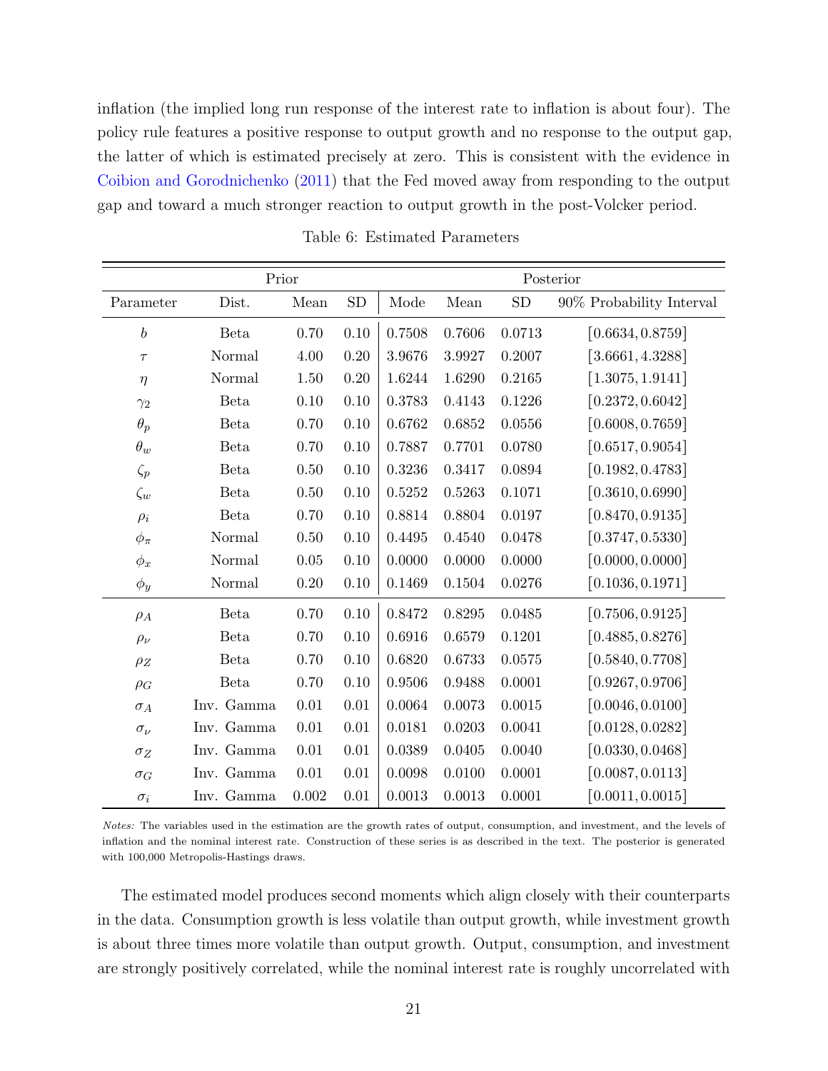inflation (the implied long run response of the interest rate to inflation is about four). The policy rule features a positive response to output growth and no response to the output gap, the latter of which is estimated precisely at zero. This is consistent with the evidence in Coibion and Gorodnichenko (2011) that the Fed moved away from responding to the output gap and toward a much stronger reaction to output growth in the post-Volcker period.

Table 6: Estimated Parameters

| | Prior | | | Posterior | | | |
|---|---|---|---|---|---|---|---|
| Parameter | Dist. | Mean | SD | Mode | Mean | SD | 90% Probability Interval |
| $b$ | Beta | 0.70 | 0.10 | 0.7508 | 0.7606 | 0.0713 | $[0.6634, 0.8759]$ |
| $\tau$ | Normal | 4.00 | 0.20 | 3.9676 | 3.9927 | 0.2007 | $[3.6661, 4.3288]$ |
| $\eta$ | Normal | 1.50 | 0.20 | 1.6244 | 1.6290 | 0.2165 | $[1.3075, 1.9141]$ |
| $\gamma_2$ | Beta | 0.10 | 0.10 | 0.3783 | 0.4143 | 0.1226 | $[0.2372, 0.6042]$ |
| $\theta_p$ | Beta | 0.70 | 0.10 | 0.6762 | 0.6852 | 0.0556 | $[0.6008, 0.7659]$ |
| $\theta_w$ | Beta | 0.70 | 0.10 | 0.7887 | 0.7701 | 0.0780 | $[0.6517, 0.9054]$ |
| $\zeta_p$ | Beta | 0.50 | 0.10 | 0.3236 | 0.3417 | 0.0894 | $[0.1982, 0.4783]$ |
| $\zeta_w$ | Beta | 0.50 | 0.10 | 0.5252 | 0.5263 | 0.1071 | $[0.3610, 0.6990]$ |
| $\rho_i$ | Beta | 0.70 | 0.10 | 0.8814 | 0.8804 | 0.0197 | $[0.8470, 0.9135]$ |
| $\phi_\pi$ | Normal | 0.50 | 0.10 | 0.4495 | 0.4540 | 0.0478 | $[0.3747, 0.5330]$ |
| $\phi_x$ | Normal | 0.05 | 0.10 | 0.0000 | 0.0000 | 0.0000 | $[0.0000, 0.0000]$ |
| $\phi_y$ | Normal | 0.20 | 0.10 | 0.1469 | 0.1504 | 0.0276 | $[0.1036, 0.1971]$ |
| $\rho_A$ | Beta | 0.70 | 0.10 | 0.8472 | 0.8295 | 0.0485 | $[0.7506, 0.9125]$ |
| $\rho_\nu$ | Beta | 0.70 | 0.10 | 0.6916 | 0.6579 | 0.1201 | $[0.4885, 0.8276]$ |
| $\rho_Z$ | Beta | 0.70 | 0.10 | 0.6820 | 0.6733 | 0.0575 | $[0.5840, 0.7708]$ |
| $\rho_G$ | Beta | 0.70 | 0.10 | 0.9506 | 0.9488 | 0.0001 | $[0.9267, 0.9706]$ |
| $\sigma_A$ | Inv. Gamma | 0.01 | 0.01 | 0.0064 | 0.0073 | 0.0015 | $[0.0046, 0.0100]$ |
| $\sigma_\nu$ | Inv. Gamma | 0.01 | 0.01 | 0.0181 | 0.0203 | 0.0041 | $[0.0128, 0.0282]$ |
| $\sigma_Z$ | Inv. Gamma | 0.01 | 0.01 | 0.0389 | 0.0405 | 0.0040 | $[0.0330, 0.0468]$ |
| $\sigma_G$ | Inv. Gamma | 0.01 | 0.01 | 0.0098 | 0.0100 | 0.0001 | $[0.0087, 0.0113]$ |
| $\sigma_i$ | Inv. Gamma | 0.002 | 0.01 | 0.0013 | 0.0013 | 0.0001 | $[0.0011, 0.0015]$ |

*Notes:* The variables used in the estimation are the growth rates of output, consumption, and investment, and the levels of inflation and the nominal interest rate. Construction of these series is as described in the text. The posterior is generated with 100,000 Metropolis-Hastings draws.

The estimated model produces second moments which align closely with their counterparts in the data. Consumption growth is less volatile than output growth, while investment growth is about three times more volatile than output growth. Output, consumption, and investment are strongly positively correlated, while the nominal interest rate is roughly uncorrelated with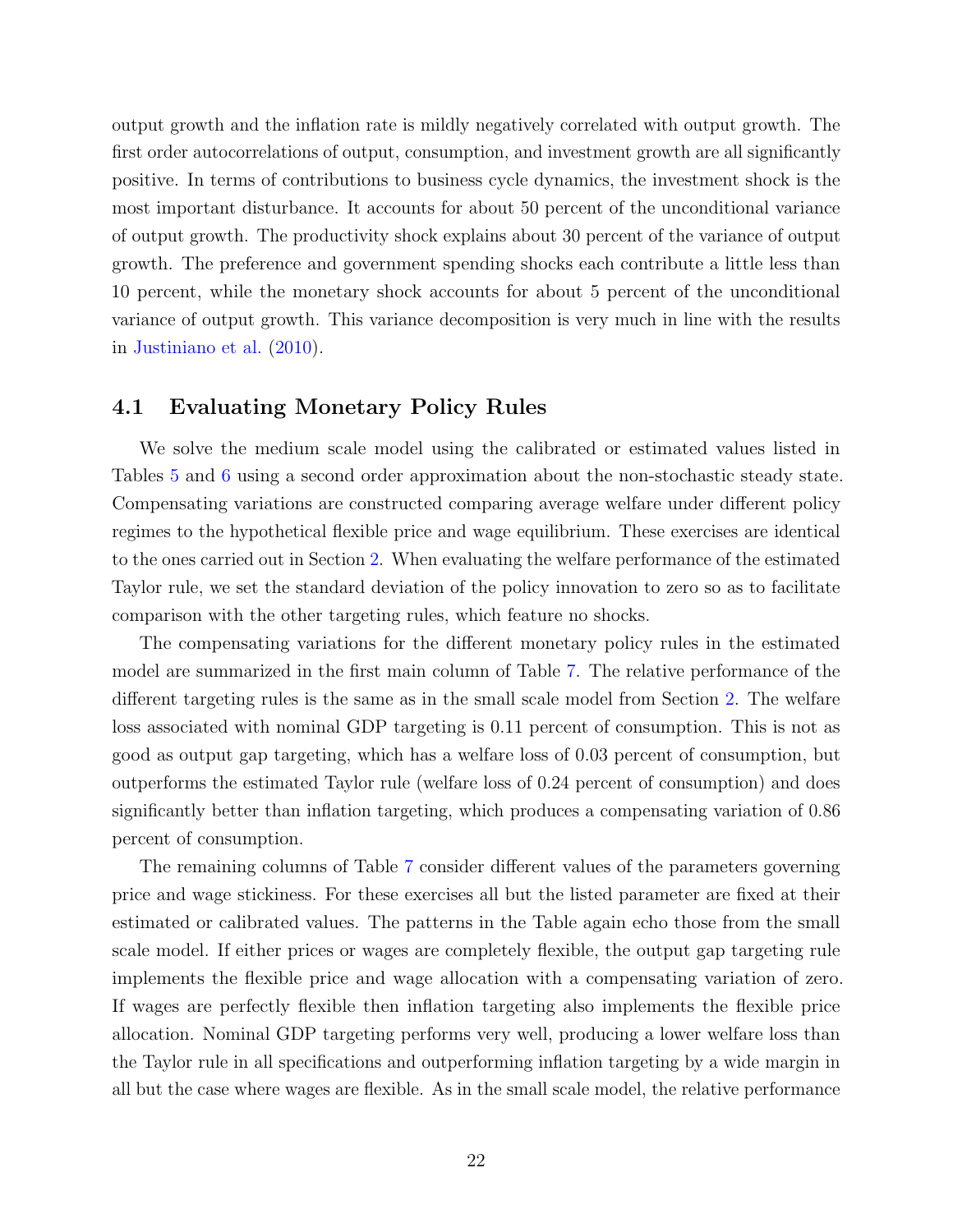output growth and the inflation rate is mildly negatively correlated with output growth. The first order autocorrelations of output, consumption, and investment growth are all significantly positive. In terms of contributions to business cycle dynamics, the investment shock is the most important disturbance. It accounts for about 50 percent of the unconditional variance of output growth. The productivity shock explains about 30 percent of the variance of output growth. The preference and government spending shocks each contribute a little less than 10 percent, while the monetary shock accounts for about 5 percent of the unconditional variance of output growth. This variance decomposition is very much in line with the results in Justiniano et al. (2010).

## 4.1 Evaluating Monetary Policy Rules

We solve the medium scale model using the calibrated or estimated values listed in Tables 5 and 6 using a second order approximation about the non-stochastic steady state. Compensating variations are constructed comparing average welfare under different policy regimes to the hypothetical flexible price and wage equilibrium. These exercises are identical to the ones carried out in Section 2. When evaluating the welfare performance of the estimated Taylor rule, we set the standard deviation of the policy innovation to zero so as to facilitate comparison with the other targeting rules, which feature no shocks.

The compensating variations for the different monetary policy rules in the estimated model are summarized in the first main column of Table 7. The relative performance of the different targeting rules is the same as in the small scale model from Section 2. The welfare loss associated with nominal GDP targeting is 0.11 percent of consumption. This is not as good as output gap targeting, which has a welfare loss of 0.03 percent of consumption, but outperforms the estimated Taylor rule (welfare loss of 0.24 percent of consumption) and does significantly better than inflation targeting, which produces a compensating variation of 0.86 percent of consumption.

The remaining columns of Table 7 consider different values of the parameters governing price and wage stickiness. For these exercises all but the listed parameter are fixed at their estimated or calibrated values. The patterns in the Table again echo those from the small scale model. If either prices or wages are completely flexible, the output gap targeting rule implements the flexible price and wage allocation with a compensating variation of zero. If wages are perfectly flexible then inflation targeting also implements the flexible price allocation. Nominal GDP targeting performs very well, producing a lower welfare loss than the Taylor rule in all specifications and outperforming inflation targeting by a wide margin in all but the case where wages are flexible. As in the small scale model, the relative performance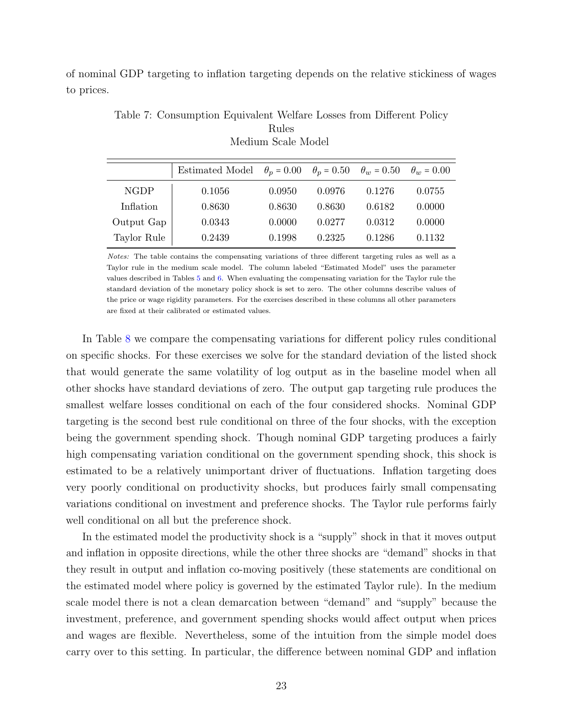of nominal GDP targeting to inflation targeting depends on the relative stickiness of wages to prices.

Table 7: Consumption Equivalent Welfare Losses from Different Policy Rules
Medium Scale Model

| | Estimated Model | $\theta_p = 0.00$ | $\theta_p = 0.50$ | $\theta_w = 0.50$ | $\theta_w = 0.00$ |
|---|---|---|---|---|---|
| NGDP | 0.1056 | 0.0950 | 0.0976 | 0.1276 | 0.0755 |
| Inflation | 0.8630 | 0.8630 | 0.8630 | 0.6182 | 0.0000 |
| Output Gap | 0.0343 | 0.0000 | 0.0277 | 0.0312 | 0.0000 |
| Taylor Rule | 0.2439 | 0.1998 | 0.2325 | 0.1286 | 0.1132 |

*Notes:* The table contains the compensating variations of three different targeting rules as well as a Taylor rule in the medium scale model. The column labeled "Estimated Model" uses the parameter values described in Tables 5 and 6. When evaluating the compensating variation for the Taylor rule the standard deviation of the monetary policy shock is set to zero. The other columns describe values of the price or wage rigidity parameters. For the exercises described in these columns all other parameters are fixed at their calibrated or estimated values.

In Table 8 we compare the compensating variations for different policy rules conditional on specific shocks. For these exercises we solve for the standard deviation of the listed shock that would generate the same volatility of log output as in the baseline model when all other shocks have standard deviations of zero. The output gap targeting rule produces the smallest welfare losses conditional on each of the four considered shocks. Nominal GDP targeting is the second best rule conditional on three of the four shocks, with the exception being the government spending shock. Though nominal GDP targeting produces a fairly high compensating variation conditional on the government spending shock, this shock is estimated to be a relatively unimportant driver of fluctuations. Inflation targeting does very poorly conditional on productivity shocks, but produces fairly small compensating variations conditional on investment and preference shocks. The Taylor rule performs fairly well conditional on all but the preference shock.

In the estimated model the productivity shock is a "supply" shock in that it moves output and inflation in opposite directions, while the other three shocks are "demand" shocks in that they result in output and inflation co-moving positively (these statements are conditional on the estimated model where policy is governed by the estimated Taylor rule). In the medium scale model there is not a clean demarcation between "demand" and "supply" because the investment, preference, and government spending shocks would affect output when prices and wages are flexible. Nevertheless, some of the intuition from the simple model does carry over to this setting. In particular, the difference between nominal GDP and inflation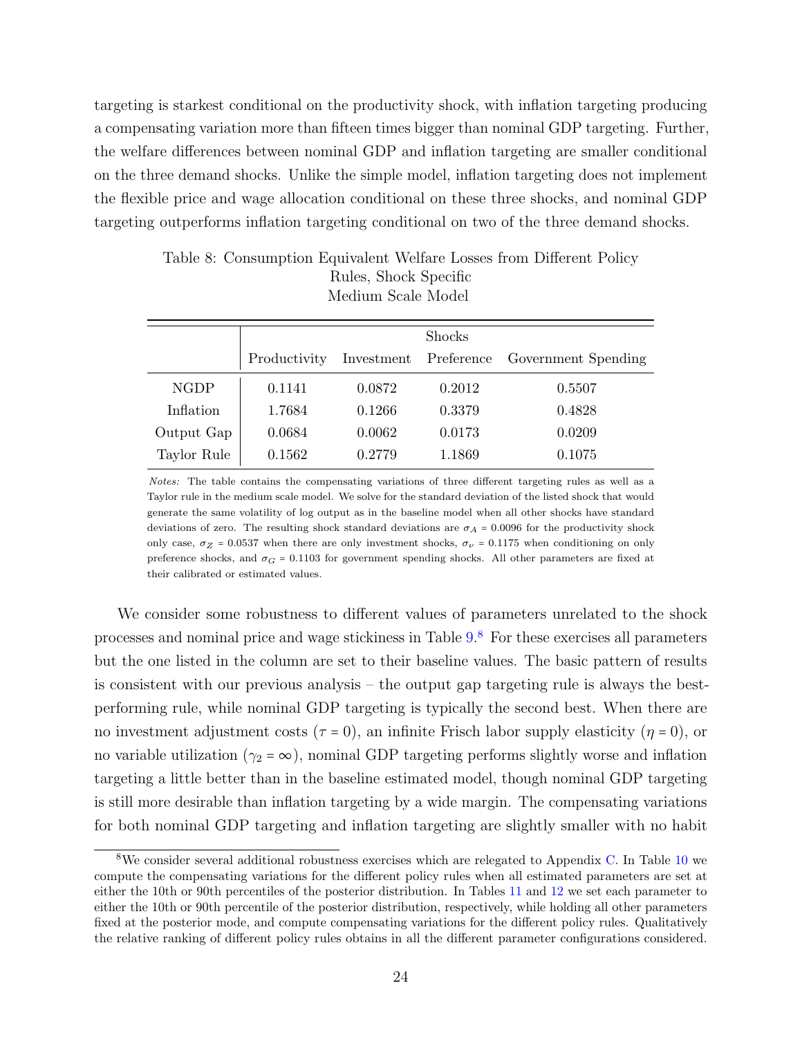targeting is starkest conditional on the productivity shock, with inflation targeting producing a compensating variation more than fifteen times bigger than nominal GDP targeting. Further, the welfare differences between nominal GDP and inflation targeting are smaller conditional on the three demand shocks. Unlike the simple model, inflation targeting does not implement the flexible price and wage allocation conditional on these three shocks, and nominal GDP targeting outperforms inflation targeting conditional on two of the three demand shocks.

Table 8: Consumption Equivalent Welfare Losses from Different Policy Rules, Shock Specific
Medium Scale Model

| | Shocks | | | |
|---|---|---|---|---|
| | Productivity | Investment | Preference | Government Spending |
| NGDP | 0.1141 | 0.0872 | 0.2012 | 0.5507 |
| Inflation | 1.7684 | 0.1266 | 0.3379 | 0.4828 |
| Output Gap | 0.0684 | 0.0062 | 0.0173 | 0.0209 |
| Taylor Rule | 0.1562 | 0.2779 | 1.1869 | 0.1075 |

*Notes:* The table contains the compensating variations of three different targeting rules as well as a Taylor rule in the medium scale model. We solve for the standard deviation of the listed shock that would generate the same volatility of log output as in the baseline model when all other shocks have standard deviations of zero. The resulting shock standard deviations are $\sigma_A = 0.0096$ for the productivity shock only case, $\sigma_Z = 0.0537$ when there are only investment shocks, $\sigma_\nu = 0.1175$ when conditioning on only preference shocks, and $\sigma_G = 0.1103$ for government spending shocks. All other parameters are fixed at their calibrated or estimated values.

We consider some robustness to different values of parameters unrelated to the shock processes and nominal price and wage stickiness in Table 9.[8] For these exercises all parameters but the one listed in the column are set to their baseline values. The basic pattern of results is consistent with our previous analysis – the output gap targeting rule is always the best-performing rule, while nominal GDP targeting is typically the second best. When there are no investment adjustment costs ($\tau = 0$), an infinite Frisch labor supply elasticity ($\eta = 0$), or no variable utilization ($\gamma_2 = \infty$), nominal GDP targeting performs slightly worse and inflation targeting a little better than in the baseline estimated model, though nominal GDP targeting is still more desirable than inflation targeting by a wide margin. The compensating variations for both nominal GDP targeting and inflation targeting are slightly smaller with no habit

[8] We consider several additional robustness exercises which are relegated to Appendix C. In Table 10 we compute the compensating variations for the different policy rules when all estimated parameters are set at either the 10th or 90th percentiles of the posterior distribution. In Tables 11 and 12 we set each parameter to either the 10th or 90th percentile of the posterior distribution, respectively, while holding all other parameters fixed at the posterior mode, and compute compensating variations for the different policy rules. Qualitatively the relative ranking of different policy rules obtains in all the different parameter configurations considered.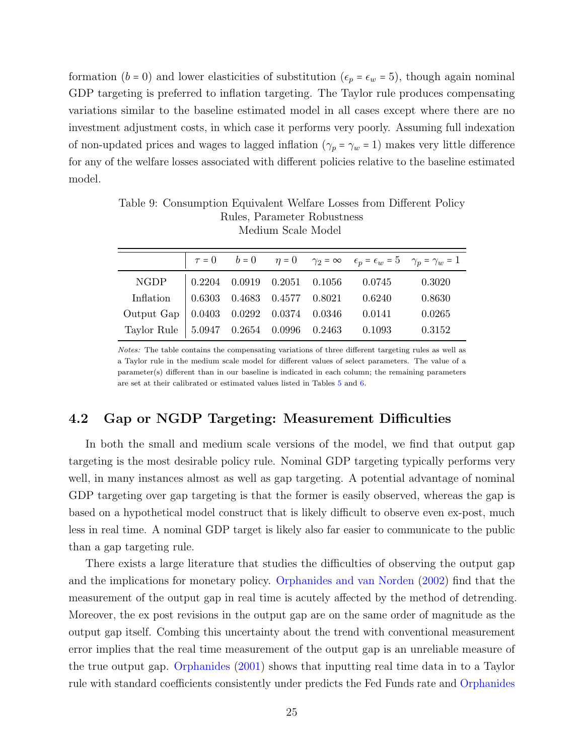formation ($b = 0$) and lower elasticities of substitution ($\epsilon_p = \epsilon_w = 5$), though again nominal GDP targeting is preferred to inflation targeting. The Taylor rule produces compensating variations similar to the baseline estimated model in all cases except where there are no investment adjustment costs, in which case it performs very poorly. Assuming full indexation of non-updated prices and wages to lagged inflation ($\gamma_p = \gamma_w = 1$) makes very little difference for any of the welfare losses associated with different policies relative to the baseline estimated model.

Table 9: Consumption Equivalent Welfare Losses from Different Policy Rules, Parameter Robustness
Medium Scale Model

| | $\tau = 0$ | $b = 0$ | $\eta = 0$ | $\gamma_2 = \infty$ | $\epsilon_p = \epsilon_w = 5$ | $\gamma_p = \gamma_w = 1$ |
|---|---|---|---|---|---|---|
| NGDP | 0.2204 | 0.0919 | 0.2051 | 0.1056 | 0.0745 | 0.3020 |
| Inflation | 0.6303 | 0.4683 | 0.4577 | 0.8021 | 0.6240 | 0.8630 |
| Output Gap | 0.0403 | 0.0292 | 0.0374 | 0.0346 | 0.0141 | 0.0265 |
| Taylor Rule | 5.0947 | 0.2654 | 0.0996 | 0.2463 | 0.1093 | 0.3152 |

*Notes:* The table contains the compensating variations of three different targeting rules as well as a Taylor rule in the medium scale model for different values of select parameters. The value of a parameter(s) different than in our baseline is indicated in each column; the remaining parameters are set at their calibrated or estimated values listed in Tables 5 and 6.

## 4.2 Gap or NGDP Targeting: Measurement Difficulties

In both the small and medium scale versions of the model, we find that output gap targeting is the most desirable policy rule. Nominal GDP targeting typically performs very well, in many instances almost as well as gap targeting. A potential advantage of nominal GDP targeting over gap targeting is that the former is easily observed, whereas the gap is based on a hypothetical model construct that is likely difficult to observe even ex-post, much less in real time. A nominal GDP target is likely also far easier to communicate to the public than a gap targeting rule.

There exists a large literature that studies the difficulties of observing the output gap and the implications for monetary policy. Orphanides and van Norden (2002) find that the measurement of the output gap in real time is acutely affected by the method of detrending. Moreover, the ex post revisions in the output gap are on the same order of magnitude as the output gap itself. Combing this uncertainty about the trend with conventional measurement error implies that the real time measurement of the output gap is an unreliable measure of the true output gap. Orphanides (2001) shows that inputting real time data in to a Taylor rule with standard coefficients consistently under predicts the Fed Funds rate and Orphanides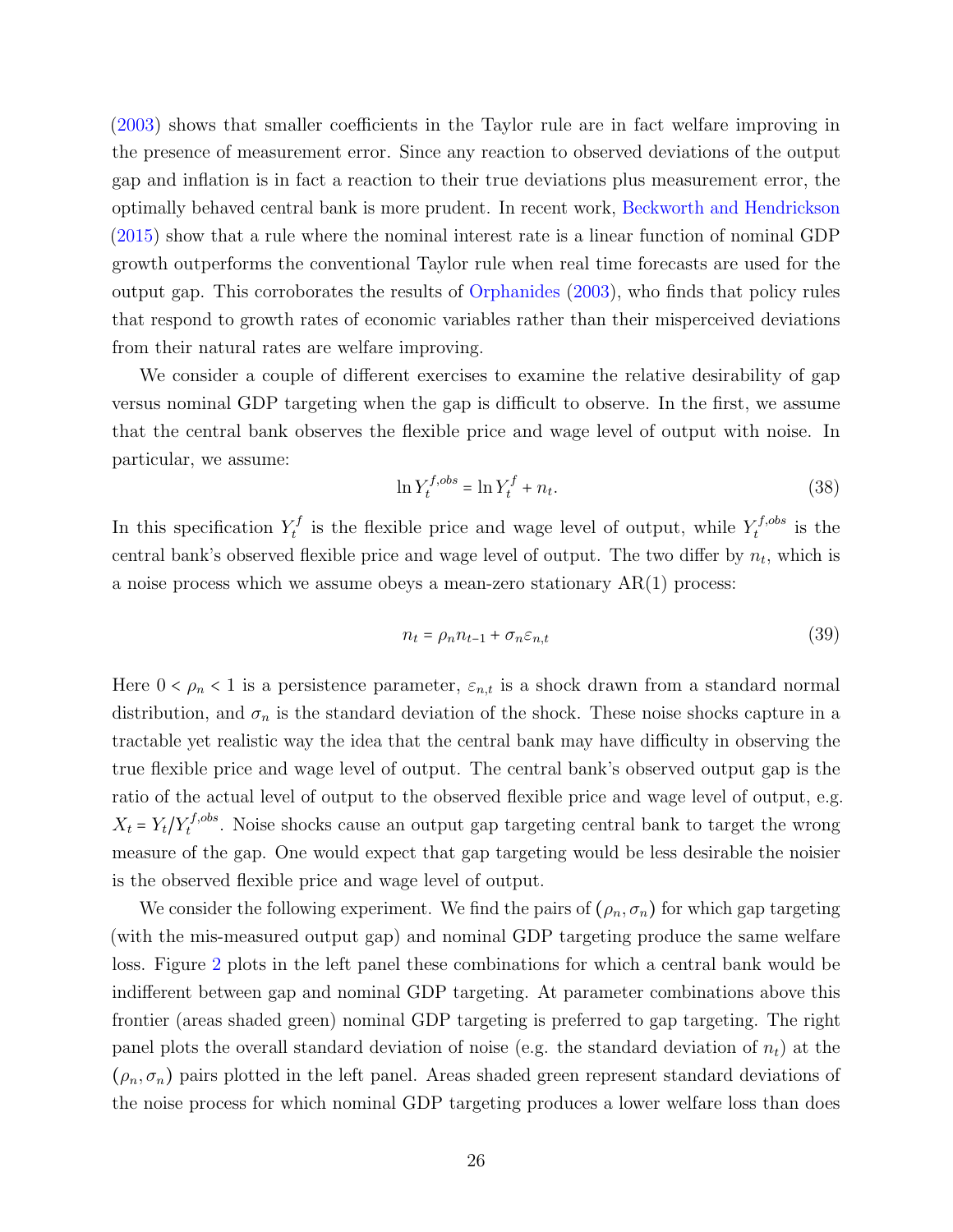(2003) shows that smaller coefficients in the Taylor rule are in fact welfare improving in the presence of measurement error. Since any reaction to observed deviations of the output gap and inflation is in fact a reaction to their true deviations plus measurement error, the optimally behaved central bank is more prudent. In recent work, Beckworth and Hendrickson (2015) show that a rule where the nominal interest rate is a linear function of nominal GDP growth outperforms the conventional Taylor rule when real time forecasts are used for the output gap. This corroborates the results of Orphanides (2003), who finds that policy rules that respond to growth rates of economic variables rather than their misperceived deviations from their natural rates are welfare improving.

We consider a couple of different exercises to examine the relative desirability of gap versus nominal GDP targeting when the gap is difficult to observe. In the first, we assume that the central bank observes the flexible price and wage level of output with noise. In particular, we assume:

$$\ln Y_t^{f,obs} = \ln Y_t^f + n_t. \tag{38}$$

In this specification $Y_t^f$ is the flexible price and wage level of output, while $Y_t^{f,obs}$ is the central bank's observed flexible price and wage level of output. The two differ by $n_t$, which is a noise process which we assume obeys a mean-zero stationary AR(1) process:

$$n_t = \rho_n n_{t-1} + \sigma_n \varepsilon_{n,t} \tag{39}$$

Here $0 < \rho_n < 1$ is a persistence parameter, $\varepsilon_{n,t}$ is a shock drawn from a standard normal distribution, and $\sigma_n$ is the standard deviation of the shock. These noise shocks capture in a tractable yet realistic way the idea that the central bank may have difficulty in observing the true flexible price and wage level of output. The central bank's observed output gap is the ratio of the actual level of output to the observed flexible price and wage level of output, e.g. $X_t = Y_t / Y_t^{f,obs}$. Noise shocks cause an output gap targeting central bank to target the wrong measure of the gap. One would expect that gap targeting would be less desirable the noisier is the observed flexible price and wage level of output.

We consider the following experiment. We find the pairs of $(\rho_n, \sigma_n)$ for which gap targeting (with the mis-measured output gap) and nominal GDP targeting produce the same welfare loss. Figure 2 plots in the left panel these combinations for which a central bank would be indifferent between gap and nominal GDP targeting. At parameter combinations above this frontier (areas shaded green) nominal GDP targeting is preferred to gap targeting. The right panel plots the overall standard deviation of noise (e.g. the standard deviation of $n_t$) at the $(\rho_n, \sigma_n)$ pairs plotted in the left panel. Areas shaded green represent standard deviations of the noise process for which nominal GDP targeting produces a lower welfare loss than does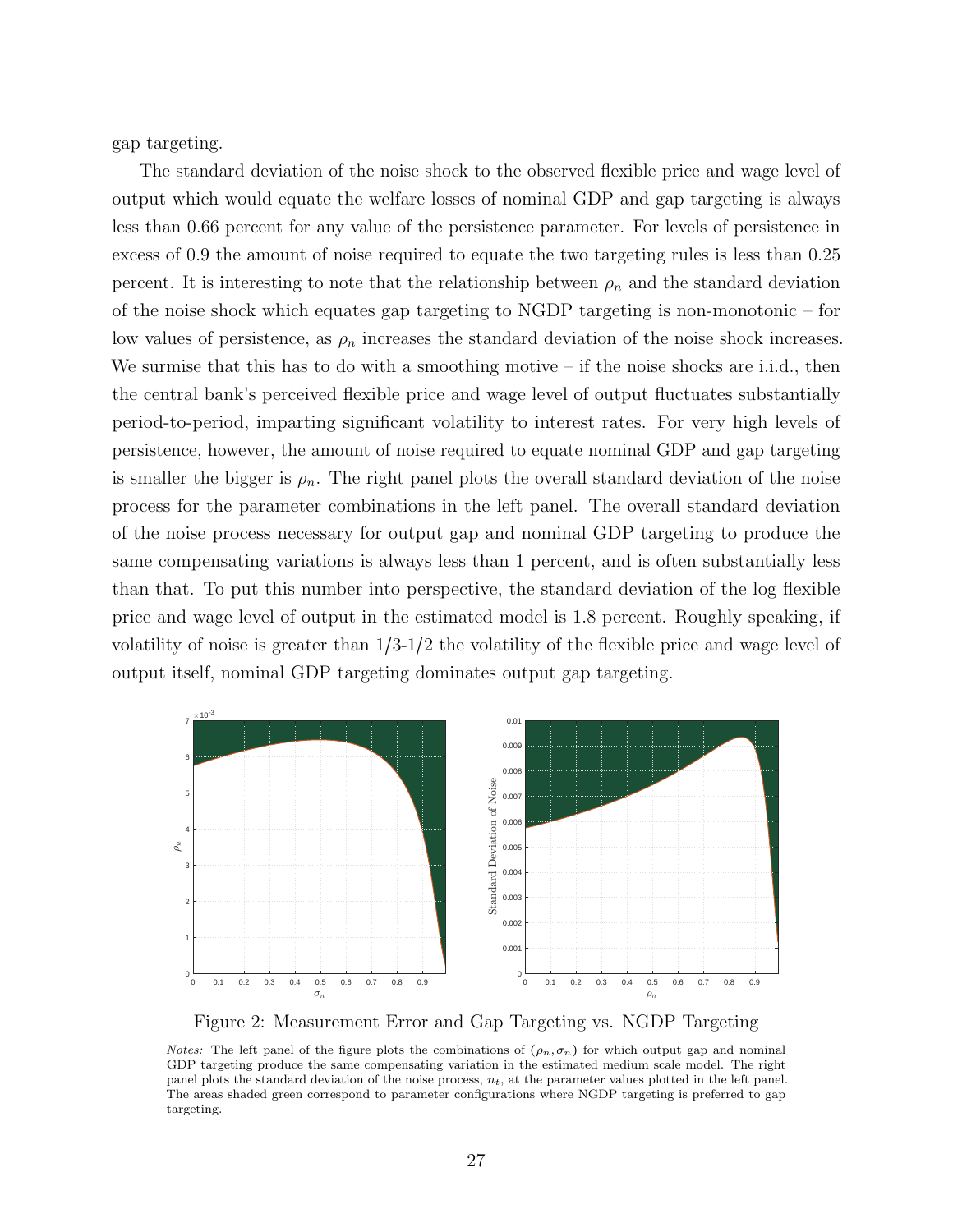gap targeting.

The standard deviation of the noise shock to the observed flexible price and wage level of output which would equate the welfare losses of nominal GDP and gap targeting is always less than 0.66 percent for any value of the persistence parameter. For levels of persistence in excess of 0.9 the amount of noise required to equate the two targeting rules is less than 0.25 percent. It is interesting to note that the relationship between $\rho_n$ and the standard deviation of the noise shock which equates gap targeting to NGDP targeting is non-monotonic – for low values of persistence, as $\rho_n$ increases the standard deviation of the noise shock increases. We surmise that this has to do with a smoothing motive – if the noise shocks are i.i.d., then the central bank's perceived flexible price and wage level of output fluctuates substantially period-to-period, imparting significant volatility to interest rates. For very high levels of persistence, however, the amount of noise required to equate nominal GDP and gap targeting is smaller the bigger is $\rho_n$. The right panel plots the overall standard deviation of the noise process for the parameter combinations in the left panel. The overall standard deviation of the noise process necessary for output gap and nominal GDP targeting to produce the same compensating variations is always less than 1 percent, and is often substantially less than that. To put this number into perspective, the standard deviation of the log flexible price and wage level of output in the estimated model is 1.8 percent. Roughly speaking, if volatility of noise is greater than 1/3-1/2 the volatility of the flexible price and wage level of output itself, nominal GDP targeting dominates output gap targeting.

Figure 2: Measurement Error and Gap Targeting vs. NGDP Targeting

*Notes:* The left panel of the figure plots the combinations of $(\rho_n, \sigma_n)$ for which output gap and nominal GDP targeting produce the same compensating variation in the estimated medium scale model. The right panel plots the standard deviation of the noise process, $n_t$, at the parameter values plotted in the left panel. The areas shaded green correspond to parameter configurations where NGDP targeting is preferred to gap targeting.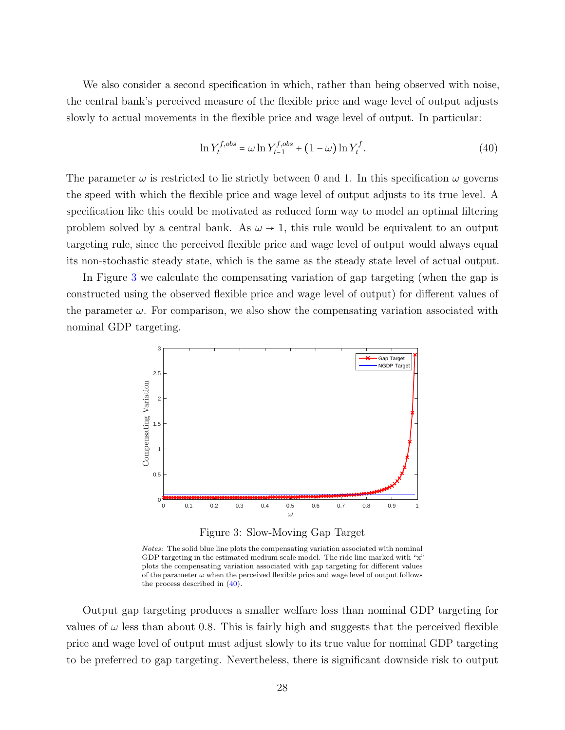We also consider a second specification in which, rather than being observed with noise, the central bank's perceived measure of the flexible price and wage level of output adjusts slowly to actual movements in the flexible price and wage level of output. In particular:

$$\ln Y_t^{f,obs} = \omega \ln Y_{t-1}^{f,obs} + (1-\omega) \ln Y_t^f. \tag{40}$$

The parameter $\omega$ is restricted to lie strictly between 0 and 1. In this specification $\omega$ governs the speed with which the flexible price and wage level of output adjusts to its true level. A specification like this could be motivated as reduced form way to model an optimal filtering problem solved by a central bank. As $\omega \to 1$, this rule would be equivalent to an output targeting rule, since the perceived flexible price and wage level of output would always equal its non-stochastic steady state, which is the same as the steady state level of actual output.

In Figure 3 we calculate the compensating variation of gap targeting (when the gap is constructed using the observed flexible price and wage level of output) for different values of the parameter $\omega$. For comparison, we also show the compensating variation associated with nominal GDP targeting.

Figure 3: Slow-Moving Gap Target

*Notes:* The solid blue line plots the compensating variation associated with nominal GDP targeting in the estimated medium scale model. The ride line marked with "x" plots the compensating variation associated with gap targeting for different values of the parameter $\omega$ when the perceived flexible price and wage level of output follows the process described in (40).

Output gap targeting produces a smaller welfare loss than nominal GDP targeting for values of $\omega$ less than about 0.8. This is fairly high and suggests that the perceived flexible price and wage level of output must adjust slowly to its true value for nominal GDP targeting to be preferred to gap targeting. Nevertheless, there is significant downside risk to output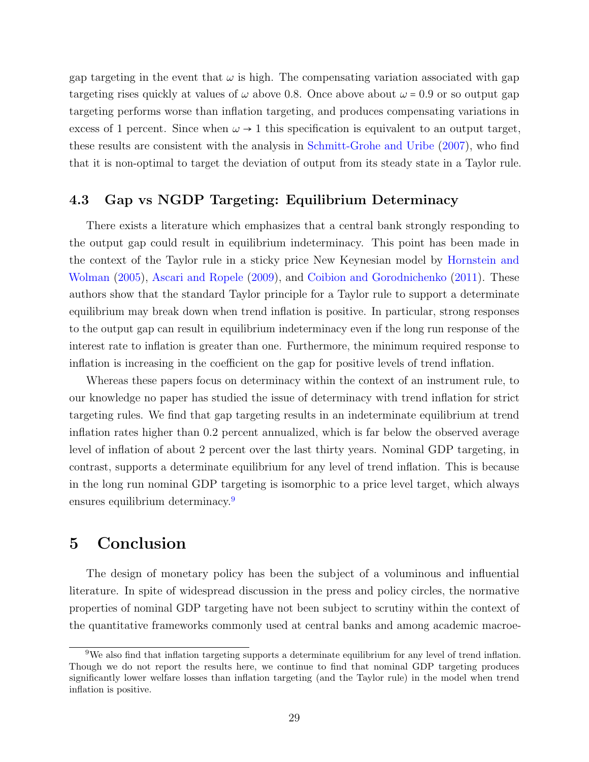gap targeting in the event that $\omega$ is high. The compensating variation associated with gap targeting rises quickly at values of $\omega$ above 0.8. Once above about $\omega = 0.9$ or so output gap targeting performs worse than inflation targeting, and produces compensating variations in excess of 1 percent. Since when $\omega \to 1$ this specification is equivalent to an output target, these results are consistent with the analysis in Schmitt-Grohe and Uribe (2007), who find that it is non-optimal to target the deviation of output from its steady state in a Taylor rule.

### 4.3 Gap vs NGDP Targeting: Equilibrium Determinacy

There exists a literature which emphasizes that a central bank strongly responding to the output gap could result in equilibrium indeterminacy. This point has been made in the context of the Taylor rule in a sticky price New Keynesian model by Hornstein and Wolman (2005), Ascari and Ropele (2009), and Coibion and Gorodnichenko (2011). These authors show that the standard Taylor principle for a Taylor rule to support a determinate equilibrium may break down when trend inflation is positive. In particular, strong responses to the output gap can result in equilibrium indeterminacy even if the long run response of the interest rate to inflation is greater than one. Furthermore, the minimum required response to inflation is increasing in the coefficient on the gap for positive levels of trend inflation.

Whereas these papers focus on determinacy within the context of an instrument rule, to our knowledge no paper has studied the issue of determinacy with trend inflation for strict targeting rules. We find that gap targeting results in an indeterminate equilibrium at trend inflation rates higher than 0.2 percent annualized, which is far below the observed average level of inflation of about 2 percent over the last thirty years. Nominal GDP targeting, in contrast, supports a determinate equilibrium for any level of trend inflation. This is because in the long run nominal GDP targeting is isomorphic to a price level target, which always ensures equilibrium determinacy.[9]

## 5 Conclusion

The design of monetary policy has been the subject of a voluminous and influential literature. In spite of widespread discussion in the press and policy circles, the normative properties of nominal GDP targeting have not been subject to scrutiny within the context of the quantitative frameworks commonly used at central banks and among academic macroe-

[9]We also find that inflation targeting supports a determinate equilibrium for any level of trend inflation. Though we do not report the results here, we continue to find that nominal GDP targeting produces significantly lower welfare losses than inflation targeting (and the Taylor rule) in the model when trend inflation is positive.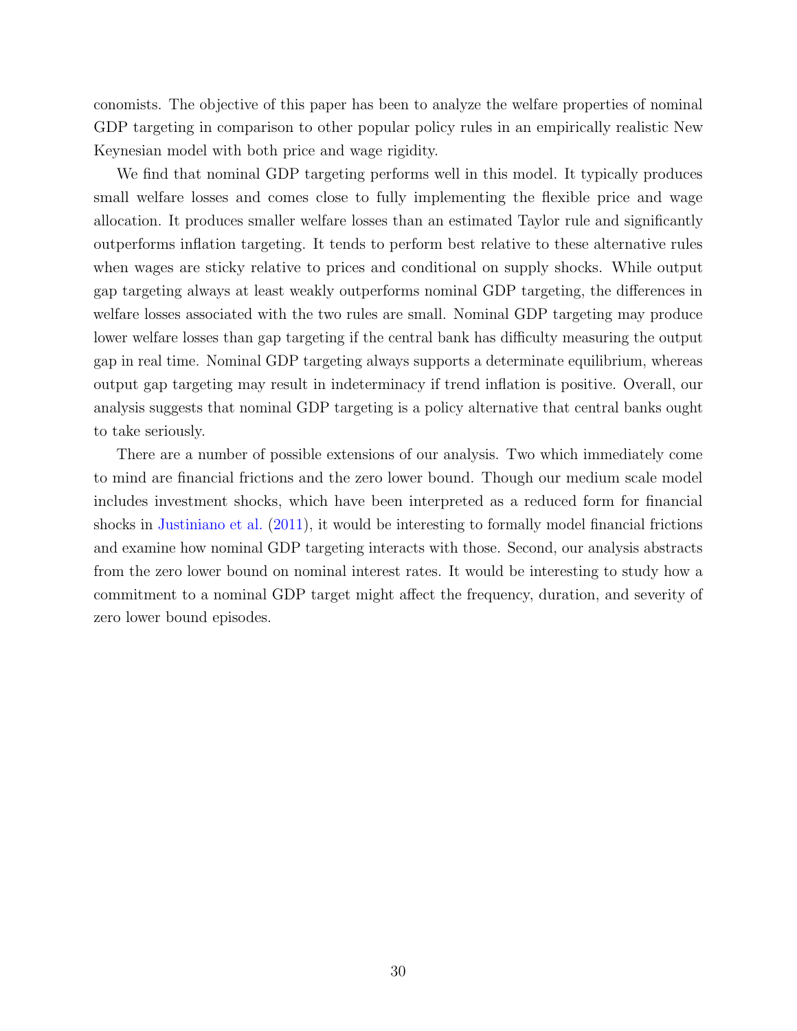conomists. The objective of this paper has been to analyze the welfare properties of nominal GDP targeting in comparison to other popular policy rules in an empirically realistic New Keynesian model with both price and wage rigidity.

We find that nominal GDP targeting performs well in this model. It typically produces small welfare losses and comes close to fully implementing the flexible price and wage allocation. It produces smaller welfare losses than an estimated Taylor rule and significantly outperforms inflation targeting. It tends to perform best relative to these alternative rules when wages are sticky relative to prices and conditional on supply shocks. While output gap targeting always at least weakly outperforms nominal GDP targeting, the differences in welfare losses associated with the two rules are small. Nominal GDP targeting may produce lower welfare losses than gap targeting if the central bank has difficulty measuring the output gap in real time. Nominal GDP targeting always supports a determinate equilibrium, whereas output gap targeting may result in indeterminacy if trend inflation is positive. Overall, our analysis suggests that nominal GDP targeting is a policy alternative that central banks ought to take seriously.

There are a number of possible extensions of our analysis. Two which immediately come to mind are financial frictions and the zero lower bound. Though our medium scale model includes investment shocks, which have been interpreted as a reduced form for financial shocks in Justiniano et al. (2011), it would be interesting to formally model financial frictions and examine how nominal GDP targeting interacts with those. Second, our analysis abstracts from the zero lower bound on nominal interest rates. It would be interesting to study how a commitment to a nominal GDP target might affect the frequency, duration, and severity of zero lower bound episodes.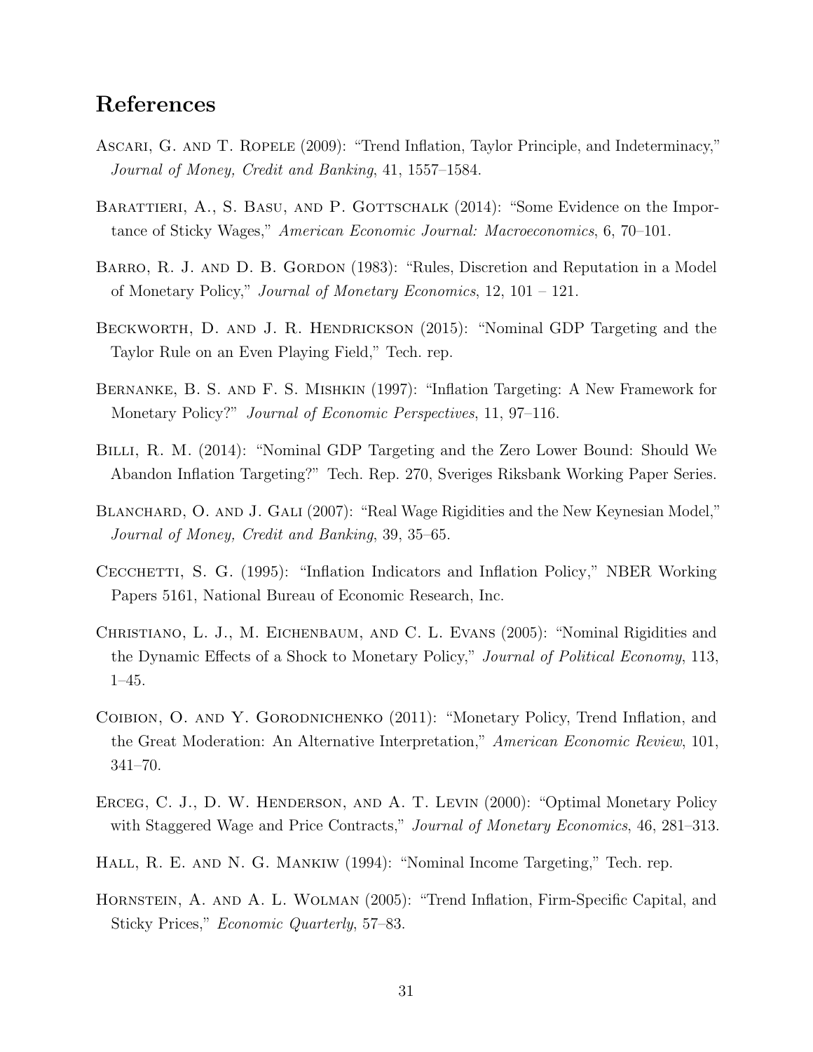## References

Ascari, G. and T. Ropele (2009): "Trend Inflation, Taylor Principle, and Indeterminacy," *Journal of Money, Credit and Banking*, 41, 1557–1584.

Barattieri, A., S. Basu, and P. Gottschalk (2014): "Some Evidence on the Importance of Sticky Wages," *American Economic Journal: Macroeconomics*, 6, 70–101.

Barro, R. J. and D. B. Gordon (1983): "Rules, Discretion and Reputation in a Model of Monetary Policy," *Journal of Monetary Economics*, 12, 101 – 121.

Beckworth, D. and J. R. Hendrickson (2015): "Nominal GDP Targeting and the Taylor Rule on an Even Playing Field," Tech. rep.

Bernanke, B. S. and F. S. Mishkin (1997): "Inflation Targeting: A New Framework for Monetary Policy?" *Journal of Economic Perspectives*, 11, 97–116.

Billi, R. M. (2014): "Nominal GDP Targeting and the Zero Lower Bound: Should We Abandon Inflation Targeting?" Tech. Rep. 270, Sveriges Riksbank Working Paper Series.

Blanchard, O. and J. Gali (2007): "Real Wage Rigidities and the New Keynesian Model," *Journal of Money, Credit and Banking*, 39, 35–65.

Cecchetti, S. G. (1995): "Inflation Indicators and Inflation Policy," NBER Working Papers 5161, National Bureau of Economic Research, Inc.

Christiano, L. J., M. Eichenbaum, and C. L. Evans (2005): "Nominal Rigidities and the Dynamic Effects of a Shock to Monetary Policy," *Journal of Political Economy*, 113, 1–45.

Coibion, O. and Y. Gorodnichenko (2011): "Monetary Policy, Trend Inflation, and the Great Moderation: An Alternative Interpretation," *American Economic Review*, 101, 341–70.

Erceg, C. J., D. W. Henderson, and A. T. Levin (2000): "Optimal Monetary Policy with Staggered Wage and Price Contracts," *Journal of Monetary Economics*, 46, 281–313.

Hall, R. E. and N. G. Mankiw (1994): "Nominal Income Targeting," Tech. rep.

Hornstein, A. and A. L. Wolman (2005): "Trend Inflation, Firm-Specific Capital, and Sticky Prices," *Economic Quarterly*, 57–83.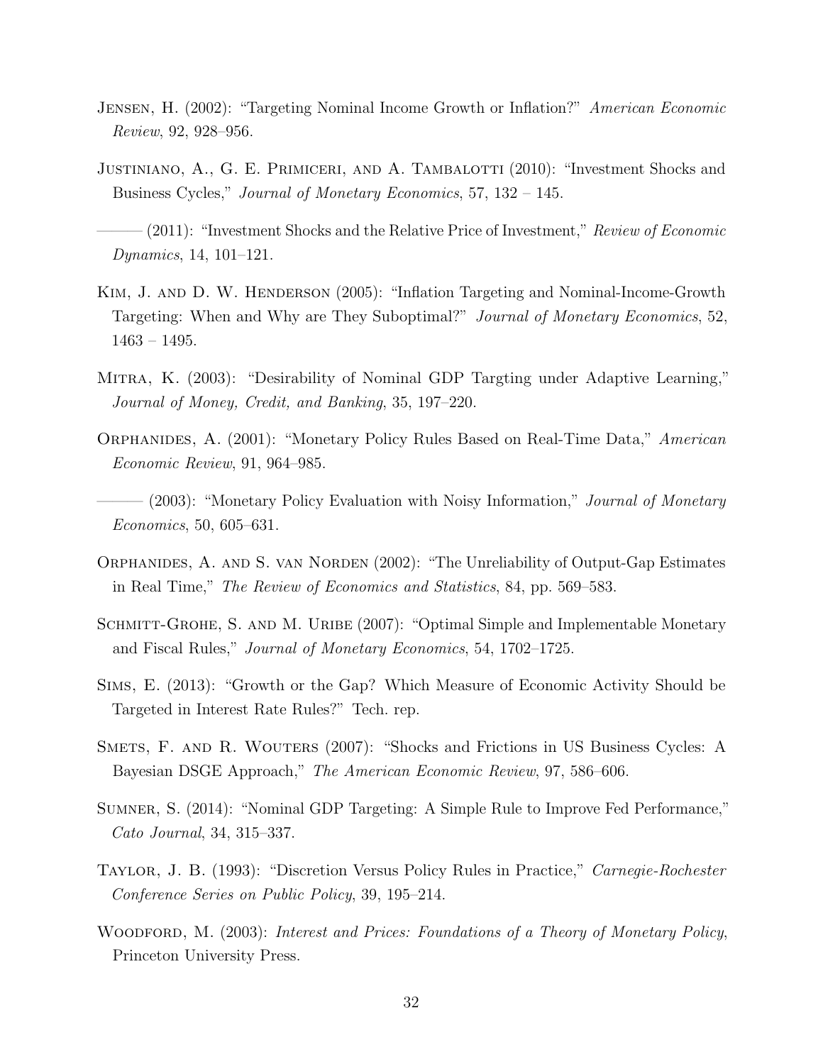Jensen, H. (2002): "Targeting Nominal Income Growth or Inflation?" *American Economic Review*, 92, 928–956.

Justiniano, A., G. E. Primiceri, and A. Tambalotti (2010): "Investment Shocks and Business Cycles," *Journal of Monetary Economics*, 57, 132 – 145.

——— (2011): "Investment Shocks and the Relative Price of Investment," *Review of Economic Dynamics*, 14, 101–121.

Kim, J. and D. W. Henderson (2005): "Inflation Targeting and Nominal-Income-Growth Targeting: When and Why are They Suboptimal?" *Journal of Monetary Economics*, 52, 1463 – 1495.

Mitra, K. (2003): "Desirability of Nominal GDP Targting under Adaptive Learning," *Journal of Money, Credit, and Banking*, 35, 197–220.

Orphanides, A. (2001): "Monetary Policy Rules Based on Real-Time Data," *American Economic Review*, 91, 964–985.

——— (2003): "Monetary Policy Evaluation with Noisy Information," *Journal of Monetary Economics*, 50, 605–631.

Orphanides, A. and S. van Norden (2002): "The Unreliability of Output-Gap Estimates in Real Time," *The Review of Economics and Statistics*, 84, pp. 569–583.

Schmitt-Grohe, S. and M. Uribe (2007): "Optimal Simple and Implementable Monetary and Fiscal Rules," *Journal of Monetary Economics*, 54, 1702–1725.

Sims, E. (2013): "Growth or the Gap? Which Measure of Economic Activity Should be Targeted in Interest Rate Rules?" Tech. rep.

Smets, F. and R. Wouters (2007): "Shocks and Frictions in US Business Cycles: A Bayesian DSGE Approach," *The American Economic Review*, 97, 586–606.

Sumner, S. (2014): "Nominal GDP Targeting: A Simple Rule to Improve Fed Performance," *Cato Journal*, 34, 315–337.

Taylor, J. B. (1993): "Discretion Versus Policy Rules in Practice," *Carnegie-Rochester Conference Series on Public Policy*, 39, 195–214.

Woodford, M. (2003): *Interest and Prices: Foundations of a Theory of Monetary Policy*, Princeton University Press.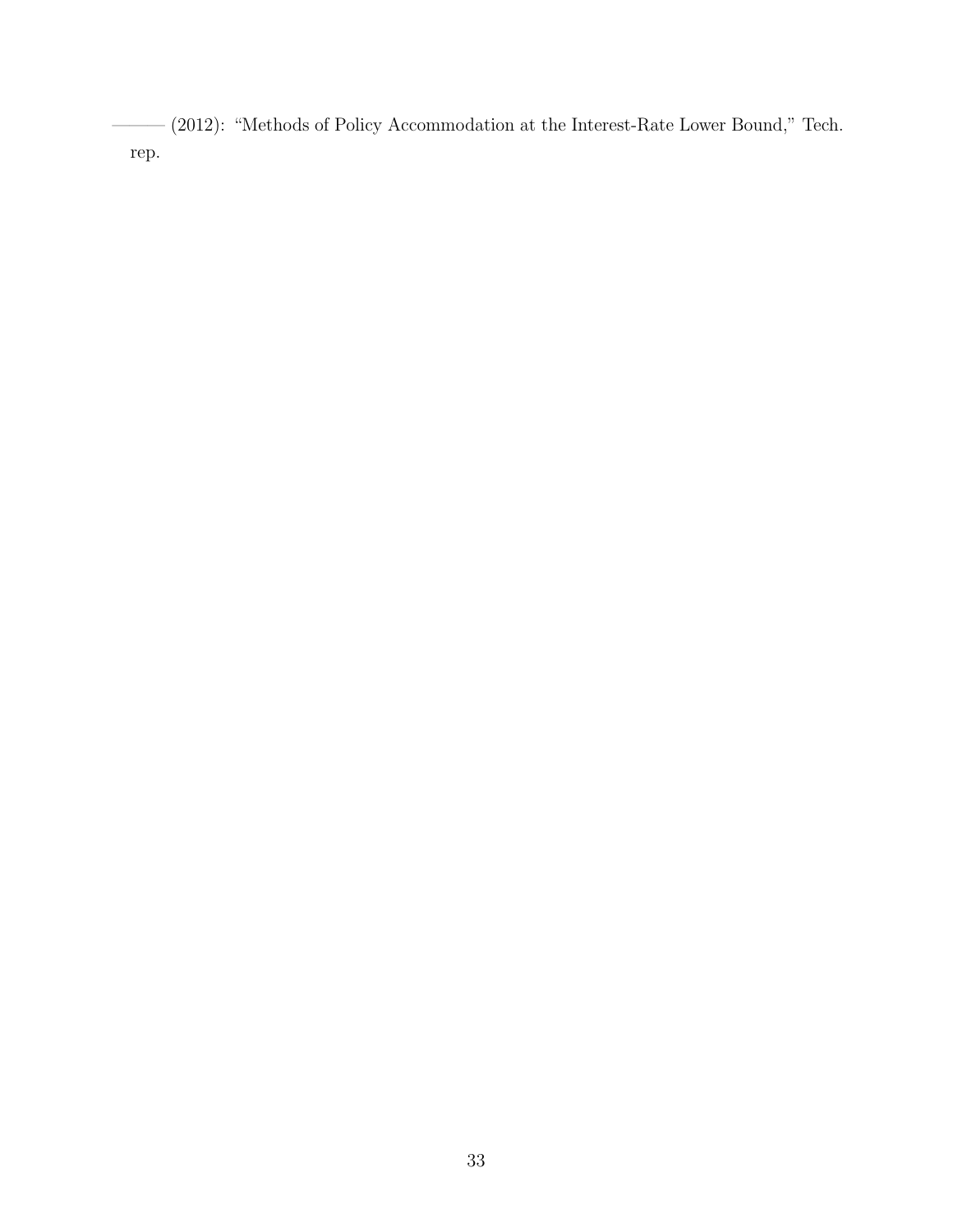——— (2012): “Methods of Policy Accommodation at the Interest-Rate Lower Bound,” Tech. rep.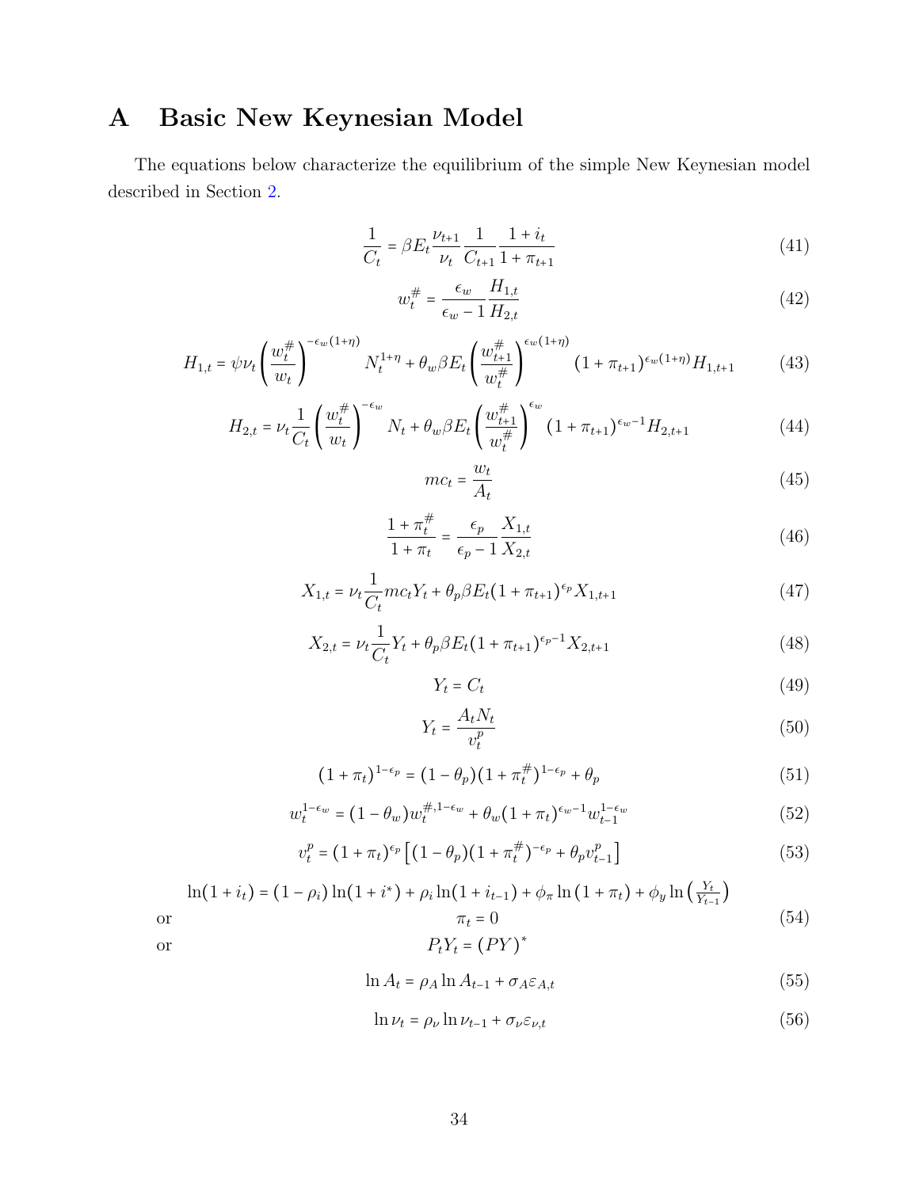# A Basic New Keynesian Model

The equations below characterize the equilibrium of the simple New Keynesian model described in Section 2.

$$\frac{1}{C_t} = \beta E_t \frac{\nu_{t+1}}{\nu_t} \frac{1}{C_{t+1}} \frac{1+i_t}{1+\pi_{t+1}} \tag{41}$$

$$w_t^{\#} = \frac{\epsilon_w}{\epsilon_w - 1} \frac{H_{1,t}}{H_{2,t}} \tag{42}$$

$$H_{1,t} = \psi \nu_t \left( \frac{w_t^{\#}}{w_t} \right)^{-\epsilon_w(1+\eta)} N_t^{1+\eta} + \theta_w \beta E_t \left( \frac{w_{t+1}^{\#}}{w_t^{\#}} \right)^{\epsilon_w(1+\eta)} (1+\pi_{t+1})^{\epsilon_w(1+\eta)} H_{1,t+1} \tag{43}$$

$$H_{2,t} = \nu_t \frac{1}{C_t} \left( \frac{w_t^{\#}}{w_t} \right)^{-\epsilon_w} N_t + \theta_w \beta E_t \left( \frac{w_{t+1}^{\#}}{w_t^{\#}} \right)^{\epsilon_w} (1+\pi_{t+1})^{\epsilon_w - 1} H_{2,t+1} \tag{44}$$

$$mc_t = \frac{w_t}{A_t} \tag{45}$$

$$\frac{1+\pi_t^{\#}}{1+\pi_t} = \frac{\epsilon_p}{\epsilon_p - 1} \frac{X_{1,t}}{X_{2,t}} \tag{46}$$

$$X_{1,t} = \nu_t \frac{1}{C_t} mc_t Y_t + \theta_p \beta E_t (1+\pi_{t+1})^{\epsilon_p} X_{1,t+1} \tag{47}$$

$$X_{2,t} = \nu_t \frac{1}{C_t} Y_t + \theta_p \beta E_t (1+\pi_{t+1})^{\epsilon_p - 1} X_{2,t+1} \tag{48}$$

$$Y_t = C_t \tag{49}$$

$$Y_t = \frac{A_t N_t}{v_t^p} \tag{50}$$

$$(1+\pi_t)^{1-\epsilon_p} = (1-\theta_p)(1+\pi_t^{\#})^{1-\epsilon_p} + \theta_p \tag{51}$$

$$w_t^{1-\epsilon_w} = (1-\theta_w) w_t^{\#,1-\epsilon_w} + \theta_w (1+\pi_t)^{\epsilon_w - 1} w_{t-1}^{1-\epsilon_w} \tag{52}$$

$$v_t^p = (1+\pi_t)^{\epsilon_p} \left[ (1-\theta_p)(1+\pi_t^{\#})^{-\epsilon_p} + \theta_p v_{t-1}^p \right] \tag{53}$$

$$\begin{aligned} & \ln(1+i_t) = (1-\rho_i)\ln(1+i^*) + \rho_i \ln(1+i_{t-1}) + \phi_\pi \ln(1+\pi_t) + \phi_y \ln\left(\frac{Y_t}{Y_{t-1}}\right) \\ \text{or} \quad & \pi_t = 0 \\ \text{or} \quad & P_t Y_t = (PY)^* \end{aligned} \tag{54}$$

$$\ln A_t = \rho_A \ln A_{t-1} + \sigma_A \varepsilon_{A,t} \tag{55}$$

$$\ln \nu_t = \rho_\nu \ln \nu_{t-1} + \sigma_\nu \varepsilon_{\nu,t} \tag{56}$$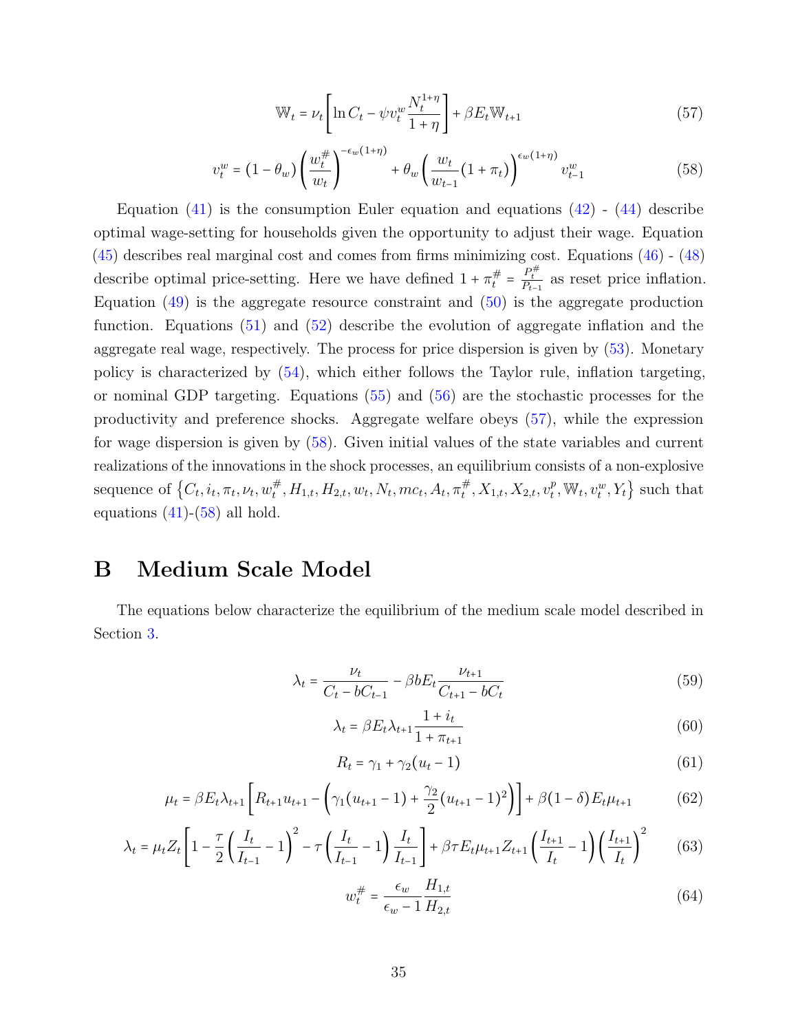$$\mathbb{W}_t = \nu_t \left[ \ln C_t - \psi v_t^w \frac{N_t^{1+\eta}}{1+\eta} \right] + \beta E_t \mathbb{W}_{t+1} \tag{57}$$

$$v_t^w = (1-\theta_w) \left( \frac{w_t^\#}{w_t} \right)^{-\epsilon_w(1+\eta)} + \theta_w \left( \frac{w_t}{w_{t-1}} (1+\pi_t) \right)^{\epsilon_w(1+\eta)} v_{t-1}^w \tag{58}$$

Equation (41) is the consumption Euler equation and equations (42) - (44) describe optimal wage-setting for households given the opportunity to adjust their wage. Equation (45) describes real marginal cost and comes from firms minimizing cost. Equations (46) - (48) describe optimal price-setting. Here we have defined $1+\pi_t^\# = \frac{P_t^\#}{P_{t-1}}$ as reset price inflation. Equation (49) is the aggregate resource constraint and (50) is the aggregate production function. Equations (51) and (52) describe the evolution of aggregate inflation and the aggregate real wage, respectively. The process for price dispersion is given by (53). Monetary policy is characterized by (54), which either follows the Taylor rule, inflation targeting, or nominal GDP targeting. Equations (55) and (56) are the stochastic processes for the productivity and preference shocks. Aggregate welfare obeys (57), while the expression for wage dispersion is given by (58). Given initial values of the state variables and current realizations of the innovations in the shock processes, an equilibrium consists of a non-explosive sequence of $\left\{C_t, i_t, \pi_t, \nu_t, w_t^\#, H_{1,t}, H_{2,t}, w_t, N_t, mc_t, A_t, \pi_t^\#, X_{1,t}, X_{2,t}, v_t^p, \mathbb{W}_t, v_t^w, Y_t\right\}$ such that equations (41)-(58) all hold.

# B Medium Scale Model

The equations below characterize the equilibrium of the medium scale model described in Section 3.

$$\lambda_t = \frac{\nu_t}{C_t - bC_{t-1}} - \beta b E_t \frac{\nu_{t+1}}{C_{t+1} - bC_t} \tag{59}$$

$$\lambda_t = \beta E_t \lambda_{t+1} \frac{1+i_t}{1+\pi_{t+1}} \tag{60}$$

$$R_t = \gamma_1 + \gamma_2 (u_t - 1) \tag{61}$$

$$\mu_t = \beta E_t \lambda_{t+1} \left[ R_{t+1} u_{t+1} - \left( \gamma_1 (u_{t+1} - 1) + \frac{\gamma_2}{2} (u_{t+1} - 1)^2 \right) \right] + \beta (1-\delta) E_t \mu_{t+1} \tag{62}$$

$$\lambda_t = \mu_t Z_t \left[ 1 - \frac{\tau}{2} \left( \frac{I_t}{I_{t-1}} - 1 \right)^2 - \tau \left( \frac{I_t}{I_{t-1}} - 1 \right) \frac{I_t}{I_{t-1}} \right] + \beta \tau E_t \mu_{t+1} Z_{t+1} \left( \frac{I_{t+1}}{I_t} - 1 \right) \left( \frac{I_{t+1}}{I_t} \right)^2 \tag{63}$$

$$w_t^\# = \frac{\epsilon_w}{\epsilon_w - 1} \frac{H_{1,t}}{H_{2,t}} \tag{64}$$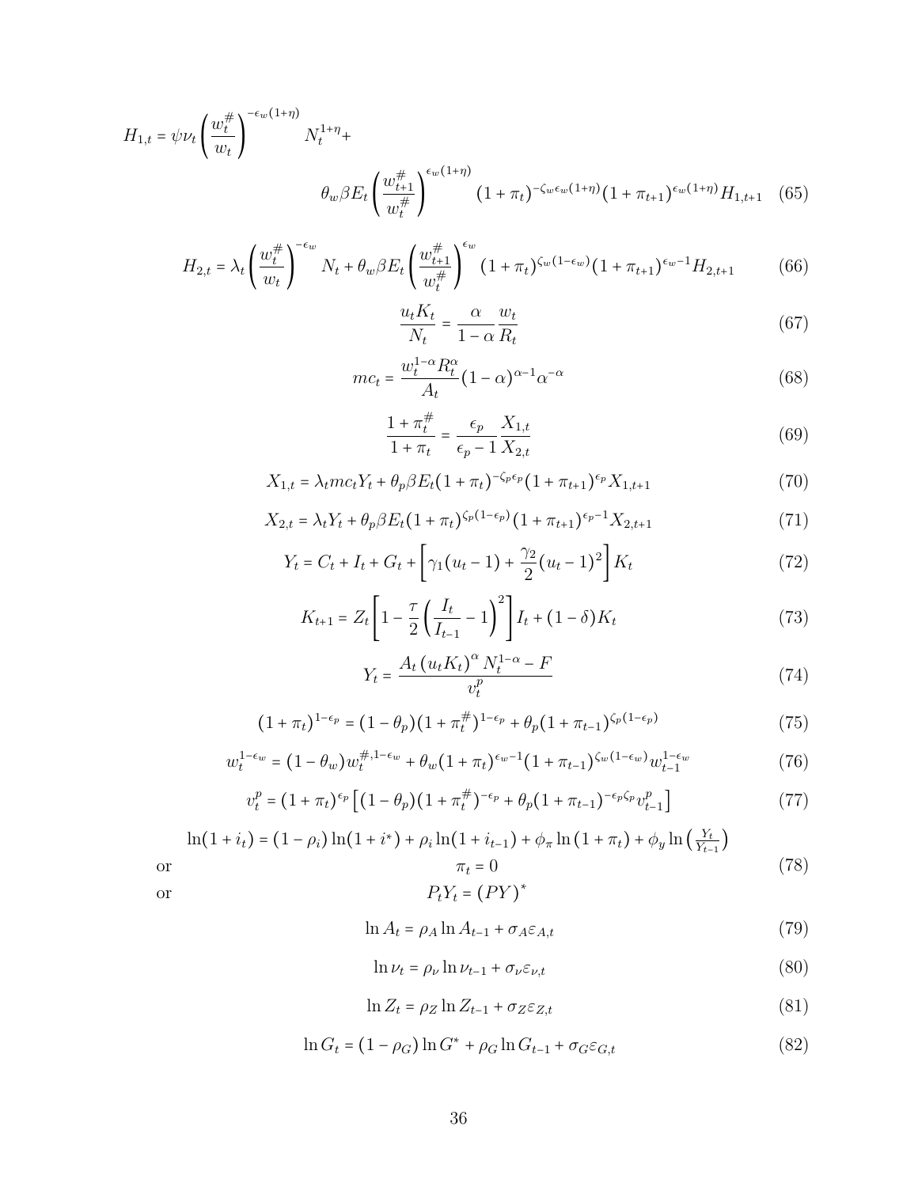$$H_{1,t} = \psi \nu_t \left( \frac{w_t^{\#}}{w_t} \right)^{-\epsilon_w (1+\eta)} N_t^{1+\eta} + \theta_w \beta E_t \left( \frac{w_{t+1}^{\#}}{w_t^{\#}} \right)^{\epsilon_w (1+\eta)} (1+\pi_t)^{-\zeta_w \epsilon_w (1+\eta)} (1+\pi_{t+1})^{\epsilon_w (1+\eta)} H_{1,t+1} \tag{65}$$

$$H_{2,t} = \lambda_t \left( \frac{w_t^{\#}}{w_t} \right)^{-\epsilon_w} N_t + \theta_w \beta E_t \left( \frac{w_{t+1}^{\#}}{w_t^{\#}} \right)^{\epsilon_w} (1+\pi_t)^{\zeta_w (1-\epsilon_w)} (1+\pi_{t+1})^{\epsilon_w - 1} H_{2,t+1} \tag{66}$$

$$\frac{u_t K_t}{N_t} = \frac{\alpha}{1-\alpha} \frac{w_t}{R_t} \tag{67}$$

$$mc_t = \frac{w_t^{1-\alpha} R_t^{\alpha}}{A_t} (1-\alpha)^{\alpha - 1} \alpha^{-\alpha} \tag{68}$$

$$\frac{1+\pi_t^{\#}}{1+\pi_t} = \frac{\epsilon_p}{\epsilon_p - 1} \frac{X_{1,t}}{X_{2,t}} \tag{69}$$

$$X_{1,t} = \lambda_t mc_t Y_t + \theta_p \beta E_t (1+\pi_t)^{-\zeta_p \epsilon_p} (1+\pi_{t+1})^{\epsilon_p} X_{1,t+1} \tag{70}$$

$$X_{2,t} = \lambda_t Y_t + \theta_p \beta E_t (1+\pi_t)^{\zeta_p (1-\epsilon_p)} (1+\pi_{t+1})^{\epsilon_p - 1} X_{2,t+1} \tag{71}$$

$$Y_t = C_t + I_t + G_t + \left[ \gamma_1 (u_t - 1) + \frac{\gamma_2}{2} (u_t - 1)^2 \right] K_t \tag{72}$$

$$K_{t+1} = Z_t \left[ 1 - \frac{\tau}{2} \left( \frac{I_t}{I_{t-1}} - 1 \right)^2 \right] I_t + (1-\delta) K_t \tag{73}$$

$$Y_t = \frac{A_t (u_t K_t)^{\alpha} N_t^{1-\alpha} - F}{v_t^p} \tag{74}$$

$$(1+\pi_t)^{1-\epsilon_p} = (1-\theta_p)(1+\pi_t^{\#})^{1-\epsilon_p} + \theta_p (1+\pi_{t-1})^{\zeta_p (1-\epsilon_p)} \tag{75}$$

$$w_t^{1-\epsilon_w} = (1-\theta_w) w_t^{\#, 1-\epsilon_w} + \theta_w (1+\pi_t)^{\epsilon_w - 1} (1+\pi_{t-1})^{\zeta_w (1-\epsilon_w)} w_{t-1}^{1-\epsilon_w} \tag{76}$$

$$v_t^p = (1+\pi_t)^{\epsilon_p} \left[ (1-\theta_p)(1+\pi_t^{\#})^{-\epsilon_p} + \theta_p (1+\pi_{t-1})^{-\epsilon_p \zeta_p} v_{t-1}^p \right] \tag{77}$$

$$\ln(1+i_t) = (1-\rho_i) \ln(1+i^*) + \rho_i \ln(1+i_{t-1}) + \phi_\pi \ln(1+\pi_t) + \phi_y \ln\left( \frac{Y_t}{Y_{t-1}} \right)$$

or

$$\pi_t = 0 \tag{78}$$

or

$$P_t Y_t = (PY)^*$$

$$\ln A_t = \rho_A \ln A_{t-1} + \sigma_A \varepsilon_{A,t} \tag{79}$$

$$\ln \nu_t = \rho_\nu \ln \nu_{t-1} + \sigma_\nu \varepsilon_{\nu,t} \tag{80}$$

$$\ln Z_t = \rho_Z \ln Z_{t-1} + \sigma_Z \varepsilon_{Z,t} \tag{81}$$

$$\ln G_t = (1-\rho_G) \ln G^* + \rho_G \ln G_{t-1} + \sigma_G \varepsilon_{G,t} \tag{82}$$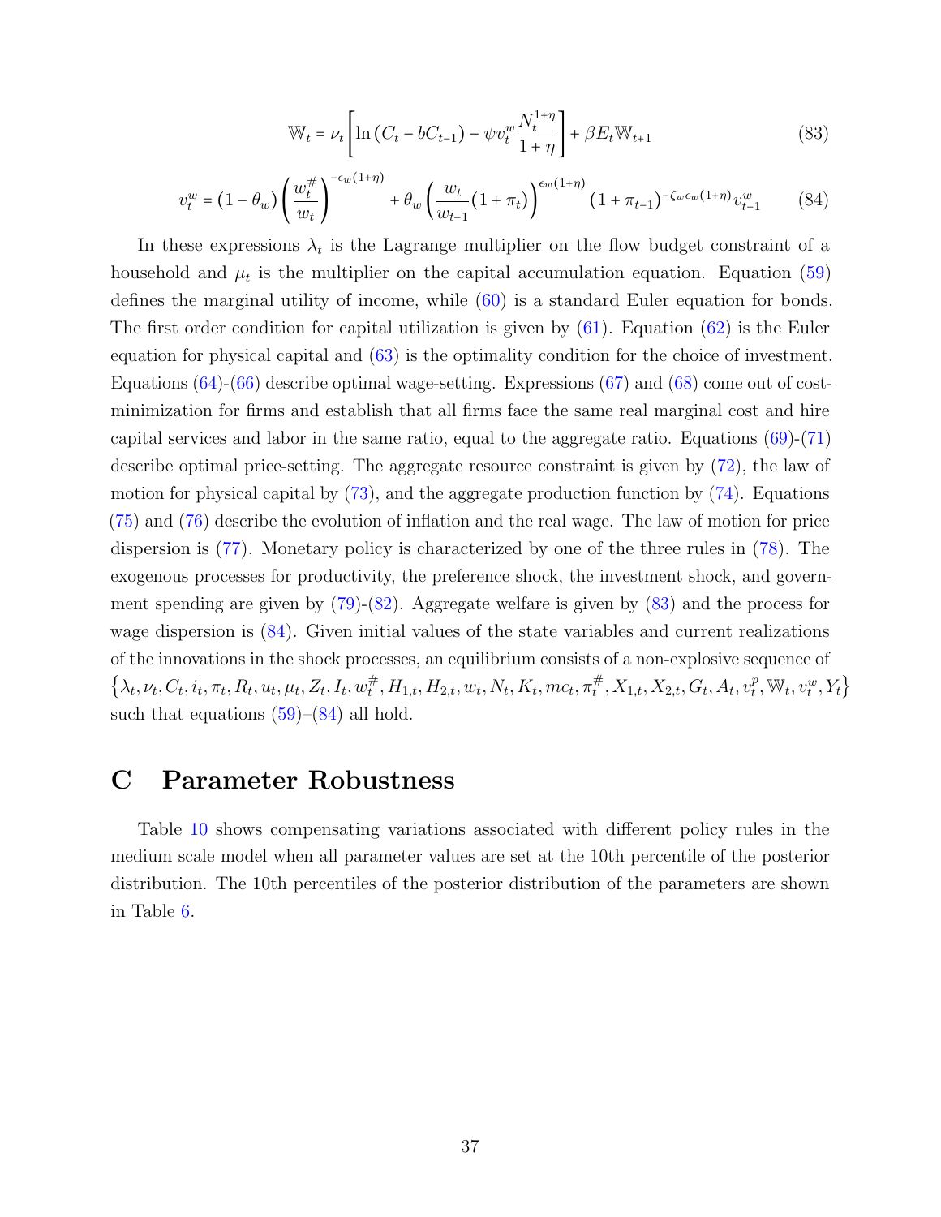$$\mathbb{W}_t = \nu_t \left[ \ln \left( C_t - bC_{t-1} \right) - \psi v_t^w \frac{N_t^{1+\eta}}{1+\eta} \right] + \beta E_t \mathbb{W}_{t+1} \tag{83}$$

$$v_t^w = (1-\theta_w) \left( \frac{w_t^\#}{w_t} \right)^{-\epsilon_w(1+\eta)} + \theta_w \left( \frac{w_t}{w_{t-1}} (1+\pi_t) \right)^{\epsilon_w(1+\eta)} (1+\pi_{t-1})^{-\zeta_w \epsilon_w (1+\eta)} v_{t-1}^w \tag{84}$$

In these expressions $\lambda_t$ is the Lagrange multiplier on the flow budget constraint of a household and $\mu_t$ is the multiplier on the capital accumulation equation. Equation (59) defines the marginal utility of income, while (60) is a standard Euler equation for bonds. The first order condition for capital utilization is given by (61). Equation (62) is the Euler equation for physical capital and (63) is the optimality condition for the choice of investment. Equations (64)-(66) describe optimal wage-setting. Expressions (67) and (68) come out of cost-minimization for firms and establish that all firms face the same real marginal cost and hire capital services and labor in the same ratio, equal to the aggregate ratio. Equations (69)-(71) describe optimal price-setting. The aggregate resource constraint is given by (72), the law of motion for physical capital by (73), and the aggregate production function by (74). Equations (75) and (76) describe the evolution of inflation and the real wage. The law of motion for price dispersion is (77). Monetary policy is characterized by one of the three rules in (78). The exogenous processes for productivity, the preference shock, the investment shock, and government spending are given by (79)-(82). Aggregate welfare is given by (83) and the process for wage dispersion is (84). Given initial values of the state variables and current realizations of the innovations in the shock processes, an equilibrium consists of a non-explosive sequence of $\left\{\lambda_t, \nu_t, C_t, i_t, \pi_t, R_t, u_t, \mu_t, Z_t, I_t, w_t^\#, H_{1,t}, H_{2,t}, w_t, N_t, K_t, mc_t, \pi_t^\#, X_{1,t}, X_{2,t}, G_t, A_t, v_t^p, \mathbb{W}_t, v_t^w, Y_t\right\}$ such that equations (59)–(84) all hold.

# C Parameter Robustness

Table 10 shows compensating variations associated with different policy rules in the medium scale model when all parameter values are set at the 10th percentile of the posterior distribution. The 10th percentiles of the posterior distribution of the parameters are shown in Table 6.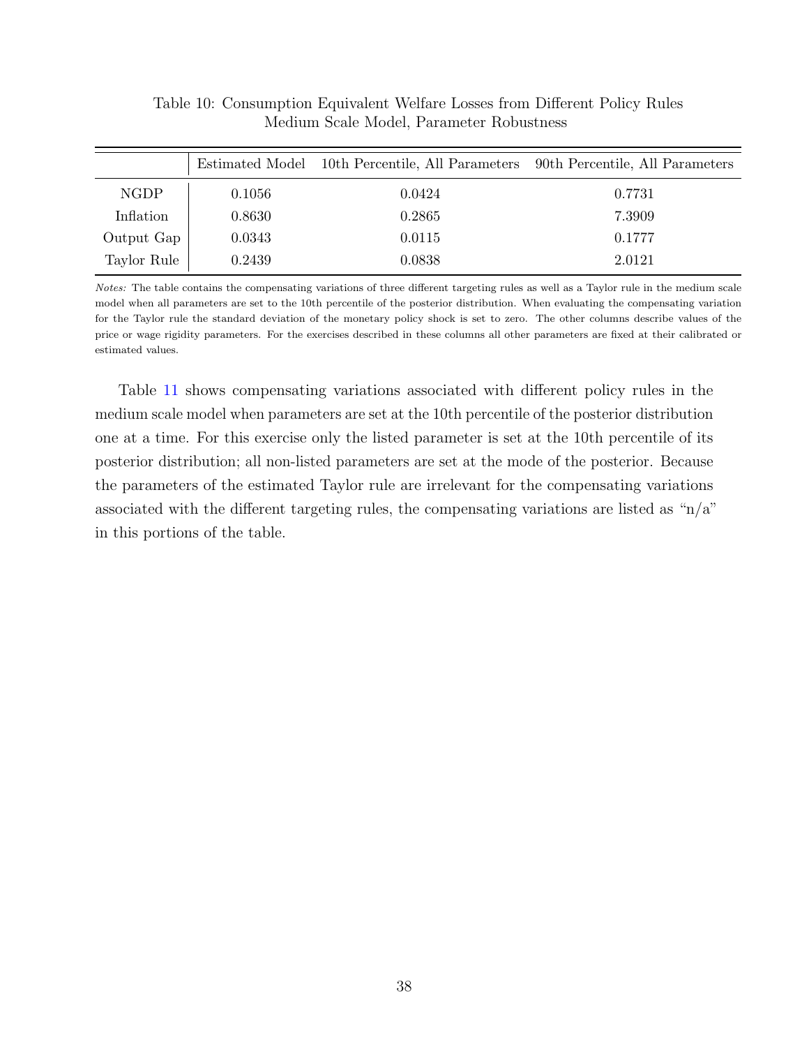Table 10: Consumption Equivalent Welfare Losses from Different Policy Rules
Medium Scale Model, Parameter Robustness

| | Estimated Model | 10th Percentile, All Parameters | 90th Percentile, All Parameters |
|---|---|---|---|
| NGDP | 0.1056 | 0.0424 | 0.7731 |
| Inflation | 0.8630 | 0.2865 | 7.3909 |
| Output Gap | 0.0343 | 0.0115 | 0.1777 |
| Taylor Rule | 0.2439 | 0.0838 | 2.0121 |

*Notes:* The table contains the compensating variations of three different targeting rules as well as a Taylor rule in the medium scale model when all parameters are set to the 10th percentile of the posterior distribution. When evaluating the compensating variation for the Taylor rule the standard deviation of the monetary policy shock is set to zero. The other columns describe values of the price or wage rigidity parameters. For the exercises described in these columns all other parameters are fixed at their calibrated or estimated values.

Table 11 shows compensating variations associated with different policy rules in the medium scale model when parameters are set at the 10th percentile of the posterior distribution one at a time. For this exercise only the listed parameter is set at the 10th percentile of its posterior distribution; all non-listed parameters are set at the mode of the posterior. Because the parameters of the estimated Taylor rule are irrelevant for the compensating variations associated with the different targeting rules, the compensating variations are listed as "n/a" in this portions of the table.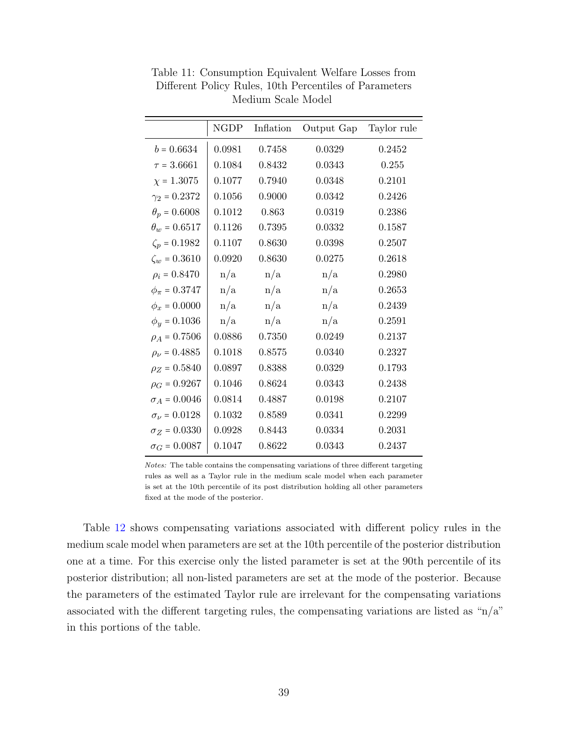Table 11: Consumption Equivalent Welfare Losses from Different Policy Rules, 10th Percentiles of Parameters Medium Scale Model

| | NGDP | Inflation | Output Gap | Taylor rule |
|---|---|---|---|---|
| $b = 0.6634$ | 0.0981 | 0.7458 | 0.0329 | 0.2452 |
| $\tau = 3.6661$ | 0.1084 | 0.8432 | 0.0343 | 0.255 |
| $\chi = 1.3075$ | 0.1077 | 0.7940 | 0.0348 | 0.2101 |
| $\gamma_2 = 0.2372$ | 0.1056 | 0.9000 | 0.0342 | 0.2426 |
| $\theta_p = 0.6008$ | 0.1012 | 0.863 | 0.0319 | 0.2386 |
| $\theta_w = 0.6517$ | 0.1126 | 0.7395 | 0.0332 | 0.1587 |
| $\zeta_p = 0.1982$ | 0.1107 | 0.8630 | 0.0398 | 0.2507 |
| $\zeta_w = 0.3610$ | 0.0920 | 0.8630 | 0.0275 | 0.2618 |
| $\rho_i = 0.8470$ | n/a | n/a | n/a | 0.2980 |
| $\phi_\pi = 0.3747$ | n/a | n/a | n/a | 0.2653 |
| $\phi_x = 0.0000$ | n/a | n/a | n/a | 0.2439 |
| $\phi_y = 0.1036$ | n/a | n/a | n/a | 0.2591 |
| $\rho_A = 0.7506$ | 0.0886 | 0.7350 | 0.0249 | 0.2137 |
| $\rho_\nu = 0.4885$ | 0.1018 | 0.8575 | 0.0340 | 0.2327 |
| $\rho_Z = 0.5840$ | 0.0897 | 0.8388 | 0.0329 | 0.1793 |
| $\rho_G = 0.9267$ | 0.1046 | 0.8624 | 0.0343 | 0.2438 |
| $\sigma_A = 0.0046$ | 0.0814 | 0.4887 | 0.0198 | 0.2107 |
| $\sigma_\nu = 0.0128$ | 0.1032 | 0.8589 | 0.0341 | 0.2299 |
| $\sigma_Z = 0.0330$ | 0.0928 | 0.8443 | 0.0334 | 0.2031 |
| $\sigma_G = 0.0087$ | 0.1047 | 0.8622 | 0.0343 | 0.2437 |

*Notes:* The table contains the compensating variations of three different targeting rules as well as a Taylor rule in the medium scale model when each parameter is set at the 10th percentile of its post distribution holding all other parameters fixed at the mode of the posterior.

Table 12 shows compensating variations associated with different policy rules in the medium scale model when parameters are set at the 10th percentile of the posterior distribution one at a time. For this exercise only the listed parameter is set at the 90th percentile of its posterior distribution; all non-listed parameters are set at the mode of the posterior. Because the parameters of the estimated Taylor rule are irrelevant for the compensating variations associated with the different targeting rules, the compensating variations are listed as "n/a" in this portions of the table.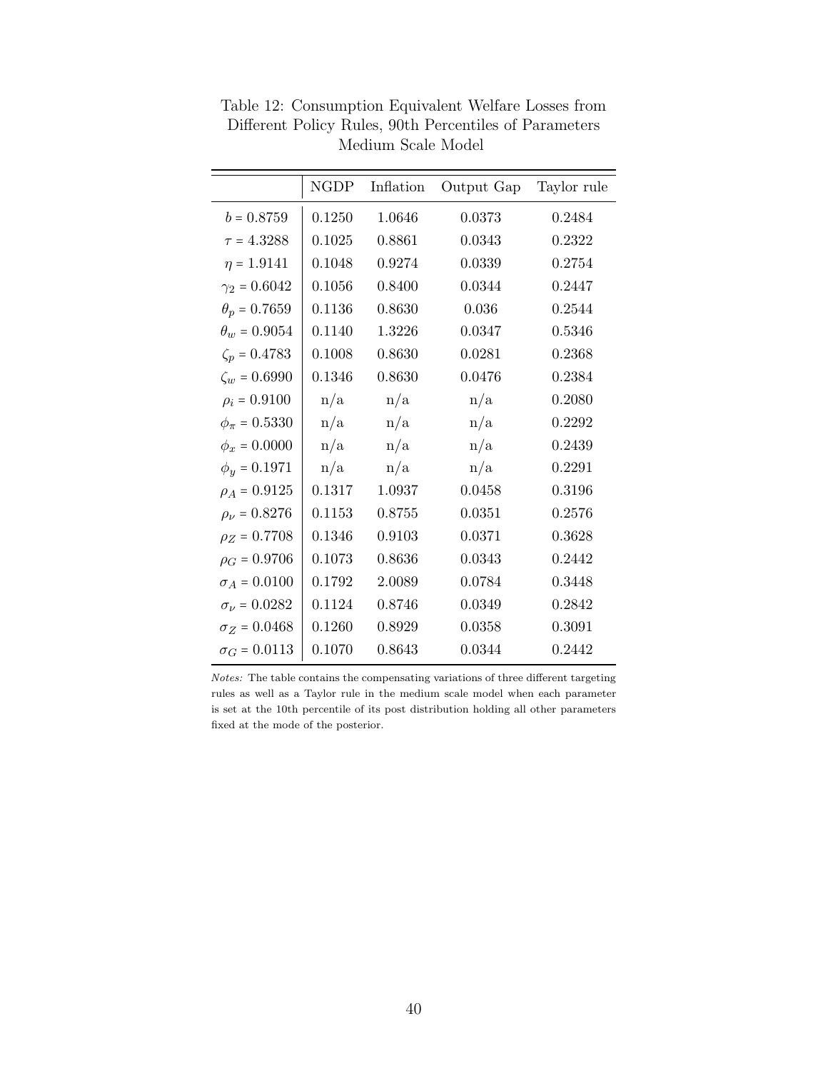Table 12: Consumption Equivalent Welfare Losses from Different Policy Rules, 90th Percentiles of Parameters Medium Scale Model

| | NGDP | Inflation | Output Gap | Taylor rule |
|---|---|---|---|---|
| $b = 0.8759$ | 0.1250 | 1.0646 | 0.0373 | 0.2484 |
| $\tau = 4.3288$ | 0.1025 | 0.8861 | 0.0343 | 0.2322 |
| $\eta = 1.9141$ | 0.1048 | 0.9274 | 0.0339 | 0.2754 |
| $\gamma_2 = 0.6042$ | 0.1056 | 0.8400 | 0.0344 | 0.2447 |
| $\theta_p = 0.7659$ | 0.1136 | 0.8630 | 0.036 | 0.2544 |
| $\theta_w = 0.9054$ | 0.1140 | 1.3226 | 0.0347 | 0.5346 |
| $\zeta_p = 0.4783$ | 0.1008 | 0.8630 | 0.0281 | 0.2368 |
| $\zeta_w = 0.6990$ | 0.1346 | 0.8630 | 0.0476 | 0.2384 |
| $\rho_i = 0.9100$ | n/a | n/a | n/a | 0.2080 |
| $\phi_\pi = 0.5330$ | n/a | n/a | n/a | 0.2292 |
| $\phi_x = 0.0000$ | n/a | n/a | n/a | 0.2439 |
| $\phi_y = 0.1971$ | n/a | n/a | n/a | 0.2291 |
| $\rho_A = 0.9125$ | 0.1317 | 1.0937 | 0.0458 | 0.3196 |
| $\rho_\nu = 0.8276$ | 0.1153 | 0.8755 | 0.0351 | 0.2576 |
| $\rho_Z = 0.7708$ | 0.1346 | 0.9103 | 0.0371 | 0.3628 |
| $\rho_G = 0.9706$ | 0.1073 | 0.8636 | 0.0343 | 0.2442 |
| $\sigma_A = 0.0100$ | 0.1792 | 2.0089 | 0.0784 | 0.3448 |
| $\sigma_\nu = 0.0282$ | 0.1124 | 0.8746 | 0.0349 | 0.2842 |
| $\sigma_Z = 0.0468$ | 0.1260 | 0.8929 | 0.0358 | 0.3091 |
| $\sigma_G = 0.0113$ | 0.1070 | 0.8643 | 0.0344 | 0.2442 |

*Notes:* The table contains the compensating variations of three different targeting rules as well as a Taylor rule in the medium scale model when each parameter is set at the 10th percentile of its post distribution holding all other parameters fixed at the mode of the posterior.